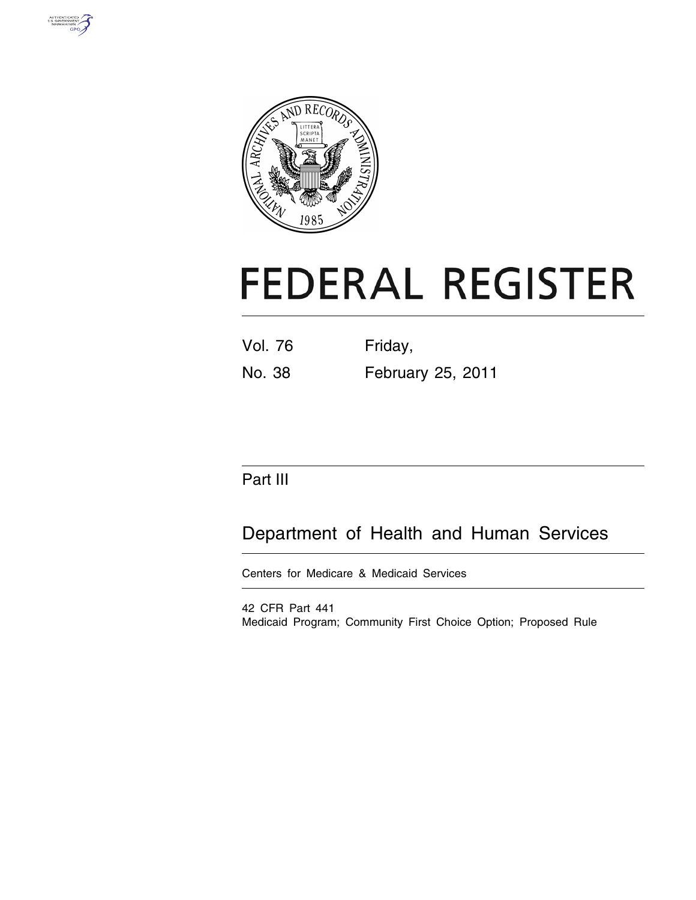# FEDERAL REGISTER

Vol. 76 Friday,

No. 38 February 25, 2011

## Part III

## Department of Health and Human Services

Centers for Medicare & Medicaid Services

42 CFR Part 441

Medicaid Program; Community First Choice Option; Proposed Rule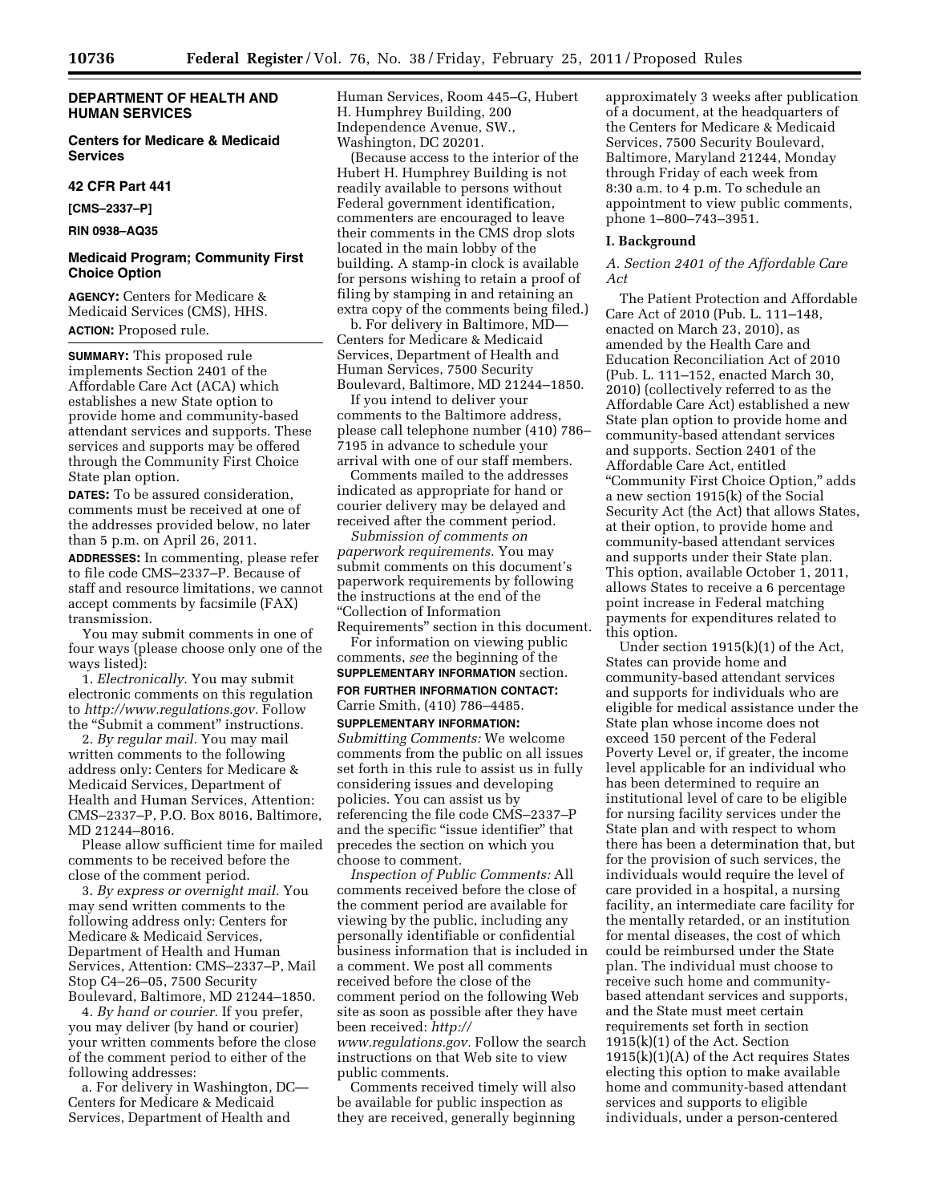## DEPARTMENT OF HEALTH AND HUMAN SERVICES

### Centers for Medicare & Medicaid Services

### 42 CFR Part 441

**[CMS–2337–P]**

**RIN 0938–AQ35**

### Medicaid Program; Community First Choice Option

**AGENCY:** Centers for Medicare & Medicaid Services (CMS), HHS.

**ACTION:** Proposed rule.

**SUMMARY:** This proposed rule implements Section 2401 of the Affordable Care Act (ACA) which establishes a new State option to provide home and community-based attendant services and supports. These services and supports may be offered through the Community First Choice State plan option.

**DATES:** To be assured consideration, comments must be received at one of the addresses provided below, no later than 5 p.m. on April 26, 2011.

**ADDRESSES:** In commenting, please refer to file code CMS–2337–P. Because of staff and resource limitations, we cannot accept comments by facsimile (FAX) transmission.

You may submit comments in one of four ways (please choose only one of the ways listed):

1. *Electronically.* You may submit electronic comments on this regulation to *http://www.regulations.gov.* Follow the "Submit a comment" instructions.

2. *By regular mail.* You may mail written comments to the following address only: Centers for Medicare & Medicaid Services, Department of Health and Human Services, Attention: CMS–2337–P, P.O. Box 8016, Baltimore, MD 21244–8016.

Please allow sufficient time for mailed comments to be received before the close of the comment period.

3. *By express or overnight mail.* You may send written comments to the following address only: Centers for Medicare & Medicaid Services, Department of Health and Human Services, Attention: CMS–2337–P, Mail Stop C4–26–05, 7500 Security Boulevard, Baltimore, MD 21244–1850.

4. *By hand or courier.* If you prefer, you may deliver (by hand or courier) your written comments before the close of the comment period to either of the following addresses:

a. For delivery in Washington, DC—Centers for Medicare & Medicaid Services, Department of Health and Human Services, Room 445–G, Hubert H. Humphrey Building, 200 Independence Avenue, SW., Washington, DC 20201.

(Because access to the interior of the Hubert H. Humphrey Building is not readily available to persons without Federal government identification, commenters are encouraged to leave their comments in the CMS drop slots located in the main lobby of the building. A stamp-in clock is available for persons wishing to retain a proof of filing by stamping in and retaining an extra copy of the comments being filed.)

b. For delivery in Baltimore, MD—Centers for Medicare & Medicaid Services, Department of Health and Human Services, 7500 Security Boulevard, Baltimore, MD 21244–1850.

If you intend to deliver your comments to the Baltimore address, please call telephone number (410) 786–7195 in advance to schedule your arrival with one of our staff members.

Comments mailed to the addresses indicated as appropriate for hand or courier delivery may be delayed and received after the comment period.

*Submission of comments on paperwork requirements.* You may submit comments on this document's paperwork requirements by following the instructions at the end of the "Collection of Information Requirements" section in this document.

For information on viewing public comments, *see* the beginning of the **SUPPLEMENTARY INFORMATION** section.

**FOR FURTHER INFORMATION CONTACT:** Carrie Smith, (410) 786–4485.

**SUPPLEMENTARY INFORMATION:**

*Submitting Comments:* We welcome comments from the public on all issues set forth in this rule to assist us in fully considering issues and developing policies. You can assist us by referencing the file code CMS–2337–P and the specific "issue identifier" that precedes the section on which you choose to comment.

*Inspection of Public Comments:* All comments received before the close of the comment period are available for viewing by the public, including any personally identifiable or confidential business information that is included in a comment. We post all comments received before the close of the comment period on the following Web site as soon as possible after they have been received: *http://www.regulations.gov.* Follow the search instructions on that Web site to view public comments.

Comments received timely will also be available for public inspection as they are received, generally beginning approximately 3 weeks after publication of a document, at the headquarters of the Centers for Medicare & Medicaid Services, 7500 Security Boulevard, Baltimore, Maryland 21244, Monday through Friday of each week from 8:30 a.m. to 4 p.m. To schedule an appointment to view public comments, phone 1–800–743–3951.

## I. Background

### A. Section 2401 of the Affordable Care Act

The Patient Protection and Affordable Care Act of 2010 (Pub. L. 111–148, enacted on March 23, 2010), as amended by the Health Care and Education Reconciliation Act of 2010 (Pub. L. 111–152, enacted March 30, 2010) (collectively referred to as the Affordable Care Act) established a new State plan option to provide home and community-based attendant services and supports. Section 2401 of the Affordable Care Act, entitled "Community First Choice Option," adds a new section 1915(k) of the Social Security Act (the Act) that allows States, at their option, to provide home and community-based attendant services and supports under their State plan. This option, available October 1, 2011, allows States to receive a 6 percentage point increase in Federal matching payments for expenditures related to this option.

Under section 1915(k)(1) of the Act, States can provide home and community-based attendant services and supports for individuals who are eligible for medical assistance under the State plan whose income does not exceed 150 percent of the Federal Poverty Level or, if greater, the income level applicable for an individual who has been determined to require an institutional level of care to be eligible for nursing facility services under the State plan and with respect to whom there has been a determination that, but for the provision of such services, the individuals would require the level of care provided in a hospital, a nursing facility, an intermediate care facility for the mentally retarded, or an institution for mental diseases, the cost of which could be reimbursed under the State plan. The individual must choose to receive such home and community-based attendant services and supports, and the State must meet certain requirements set forth in section 1915(k)(1) of the Act. Section 1915(k)(1)(A) of the Act requires States electing this option to make available home and community-based attendant services and supports to eligible individuals, under a person-centered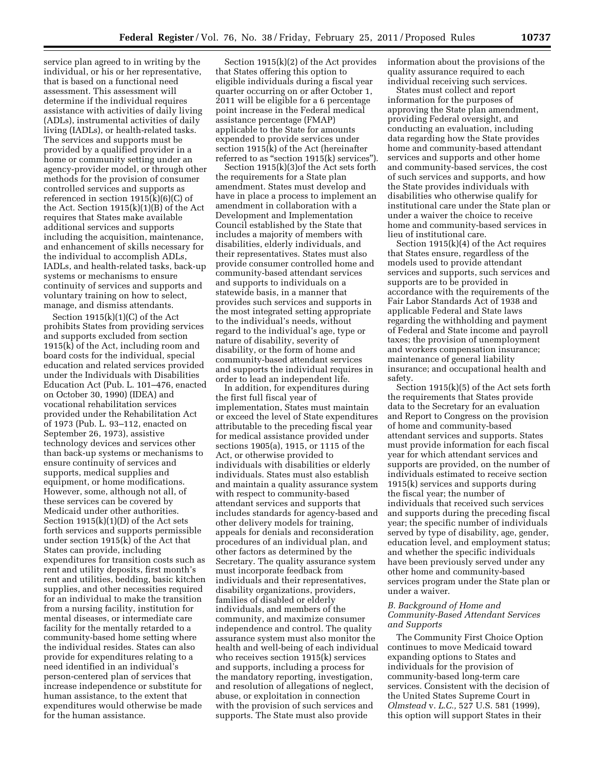service plan agreed to in writing by the individual, or his or her representative, that is based on a functional need assessment. This assessment will determine if the individual requires assistance with activities of daily living (ADLs), instrumental activities of daily living (IADLs), or health-related tasks. The services and supports must be provided by a qualified provider in a home or community setting under an agency-provider model, or through other methods for the provision of consumer controlled services and supports as referenced in section 1915(k)(6)(C) of the Act. Section 1915(k)(1)(B) of the Act requires that States make available additional services and supports including the acquisition, maintenance, and enhancement of skills necessary for the individual to accomplish ADLs, IADLs, and health-related tasks, back-up systems or mechanisms to ensure continuity of services and supports and voluntary training on how to select, manage, and dismiss attendants.

Section 1915(k)(1)(C) of the Act prohibits States from providing services and supports excluded from section 1915(k) of the Act, including room and board costs for the individual, special education and related services provided under the Individuals with Disabilities Education Act (Pub. L. 101–476, enacted on October 30, 1990) (IDEA) and vocational rehabilitation services provided under the Rehabilitation Act of 1973 (Pub. L. 93–112, enacted on September 26, 1973), assistive technology devices and services other than back-up systems or mechanisms to ensure continuity of services and supports, medical supplies and equipment, or home modifications. However, some, although not all, of these services can be covered by Medicaid under other authorities. Section 1915(k)(1)(D) of the Act sets forth services and supports permissible under section 1915(k) of the Act that States can provide, including expenditures for transition costs such as rent and utility deposits, first month's rent and utilities, bedding, basic kitchen supplies, and other necessities required for an individual to make the transition from a nursing facility, institution for mental diseases, or intermediate care facility for the mentally retarded to a community-based home setting where the individual resides. States can also provide for expenditures relating to a need identified in an individual's person-centered plan of services that increase independence or substitute for human assistance, to the extent that expenditures would otherwise be made for the human assistance.

Section 1915(k)(2) of the Act provides that States offering this option to eligible individuals during a fiscal year quarter occurring on or after October 1, 2011 will be eligible for a 6 percentage point increase in the Federal medical assistance percentage (FMAP) applicable to the State for amounts expended to provide services under section 1915(k) of the Act (hereinafter referred to as "section 1915(k) services").

Section 1915(k)(3)of the Act sets forth the requirements for a State plan amendment. States must develop and have in place a process to implement an amendment in collaboration with a Development and Implementation Council established by the State that includes a majority of members with disabilities, elderly individuals, and their representatives. States must also provide consumer controlled home and community-based attendant services and supports to individuals on a statewide basis, in a manner that provides such services and supports in the most integrated setting appropriate to the individual's needs, without regard to the individual's age, type or nature of disability, severity of disability, or the form of home and community-based attendant services and supports the individual requires in order to lead an independent life.

In addition, for expenditures during the first full fiscal year of implementation, States must maintain or exceed the level of State expenditures attributable to the preceding fiscal year for medical assistance provided under sections 1905(a), 1915, or 1115 of the Act, or otherwise provided to individuals with disabilities or elderly individuals. States must also establish and maintain a quality assurance system with respect to community-based attendant services and supports that includes standards for agency-based and other delivery models for training, appeals for denials and reconsideration procedures of an individual plan, and other factors as determined by the Secretary. The quality assurance system must incorporate feedback from individuals and their representatives, disability organizations, providers, families of disabled or elderly individuals, and members of the community, and maximize consumer independence and control. The quality assurance system must also monitor the health and well-being of each individual who receives section 1915(k) services and supports, including a process for the mandatory reporting, investigation, and resolution of allegations of neglect, abuse, or exploitation in connection with the provision of such services and supports. The State must also provide information about the provisions of the quality assurance required to each individual receiving such services.

States must collect and report information for the purposes of approving the State plan amendment, providing Federal oversight, and conducting an evaluation, including data regarding how the State provides home and community-based attendant services and supports and other home and community-based services, the cost of such services and supports, and how the State provides individuals with disabilities who otherwise qualify for institutional care under the State plan or under a waiver the choice to receive home and community-based services in lieu of institutional care.

Section 1915(k)(4) of the Act requires that States ensure, regardless of the models used to provide attendant services and supports, such services and supports are to be provided in accordance with the requirements of the Fair Labor Standards Act of 1938 and applicable Federal and State laws regarding the withholding and payment of Federal and State income and payroll taxes; the provision of unemployment and workers compensation insurance; maintenance of general liability insurance; and occupational health and safety.

Section 1915(k)(5) of the Act sets forth the requirements that States provide data to the Secretary for an evaluation and Report to Congress on the provision of home and community-based attendant services and supports. States must provide information for each fiscal year for which attendant services and supports are provided, on the number of individuals estimated to receive section 1915(k) services and supports during the fiscal year; the number of individuals that received such services and supports during the preceding fiscal year; the specific number of individuals served by type of disability, age, gender, education level, and employment status; and whether the specific individuals have been previously served under any other home and community-based services program under the State plan or under a waiver.

### *B. Background of Home and Community-Based Attendant Services and Supports*

The Community First Choice Option continues to move Medicaid toward expanding options to States and individuals for the provision of community-based long-term care services. Consistent with the decision of the United States Supreme Court in *Olmstead* v. *L.C.,* 527 U.S. 581 (1999), this option will support States in their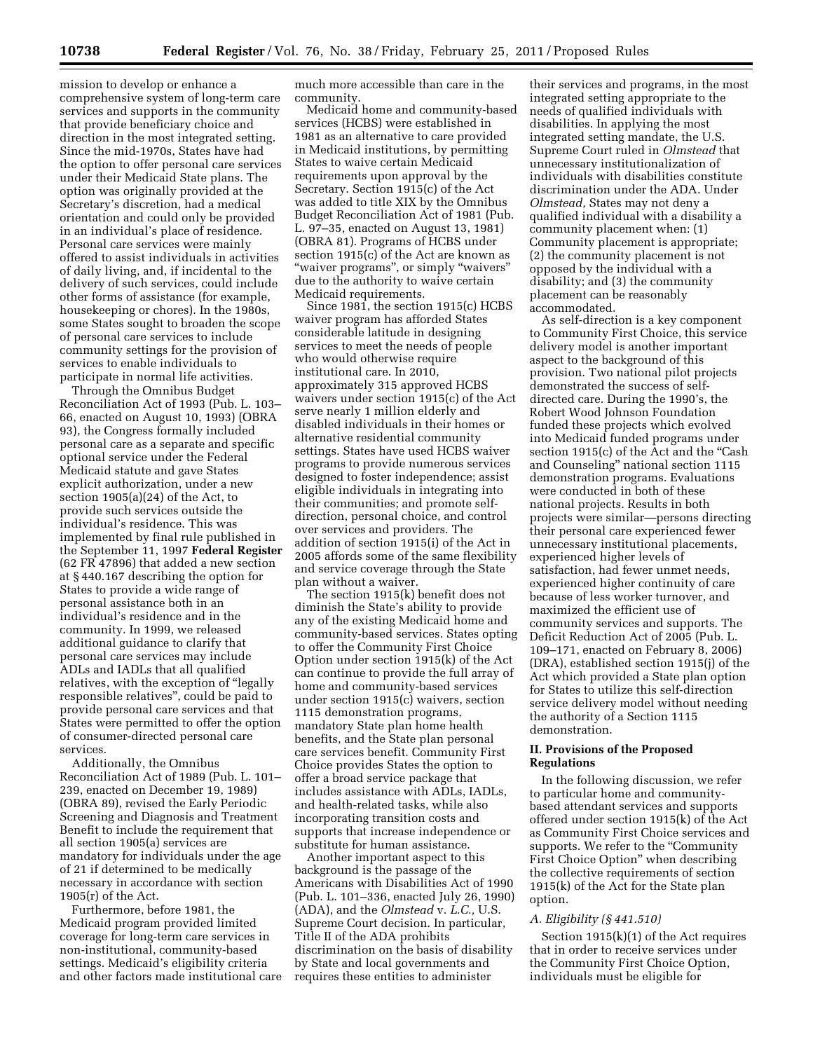mission to develop or enhance a comprehensive system of long-term care services and supports in the community that provide beneficiary choice and direction in the most integrated setting. Since the mid-1970s, States have had the option to offer personal care services under their Medicaid State plans. The option was originally provided at the Secretary's discretion, had a medical orientation and could only be provided in an individual's place of residence. Personal care services were mainly offered to assist individuals in activities of daily living, and, if incidental to the delivery of such services, could include other forms of assistance (for example, housekeeping or chores). In the 1980s, some States sought to broaden the scope of personal care services to include community settings for the provision of services to enable individuals to participate in normal life activities.

Through the Omnibus Budget Reconciliation Act of 1993 (Pub. L. 103–66, enacted on August 10, 1993) (OBRA 93), the Congress formally included personal care as a separate and specific optional service under the Federal Medicaid statute and gave States explicit authorization, under a new section 1905(a)(24) of the Act, to provide such services outside the individual's residence. This was implemented by final rule published in the September 11, 1997 **Federal Register** (62 FR 47896) that added a new section at § 440.167 describing the option for States to provide a wide range of personal assistance both in an individual's residence and in the community. In 1999, we released additional guidance to clarify that personal care services may include ADLs and IADLs that all qualified relatives, with the exception of "legally responsible relatives", could be paid to provide personal care services and that States were permitted to offer the option of consumer-directed personal care services.

Additionally, the Omnibus Reconciliation Act of 1989 (Pub. L. 101–239, enacted on December 19, 1989) (OBRA 89), revised the Early Periodic Screening and Diagnosis and Treatment Benefit to include the requirement that all section 1905(a) services are mandatory for individuals under the age of 21 if determined to be medically necessary in accordance with section 1905(r) of the Act.

Furthermore, before 1981, the Medicaid program provided limited coverage for long-term care services in non-institutional, community-based settings. Medicaid's eligibility criteria and other factors made institutional care much more accessible than care in the community.

Medicaid home and community-based services (HCBS) were established in 1981 as an alternative to care provided in Medicaid institutions, by permitting States to waive certain Medicaid requirements upon approval by the Secretary. Section 1915(c) of the Act was added to title XIX by the Omnibus Budget Reconciliation Act of 1981 (Pub. L. 97–35, enacted on August 13, 1981) (OBRA 81). Programs of HCBS under section 1915(c) of the Act are known as "waiver programs", or simply "waivers" due to the authority to waive certain Medicaid requirements.

Since 1981, the section 1915(c) HCBS waiver program has afforded States considerable latitude in designing services to meet the needs of people who would otherwise require institutional care. In 2010, approximately 315 approved HCBS waivers under section 1915(c) of the Act serve nearly 1 million elderly and disabled individuals in their homes or alternative residential community settings. States have used HCBS waiver programs to provide numerous services designed to foster independence; assist eligible individuals in integrating into their communities; and promote self-direction, personal choice, and control over services and providers. The addition of section 1915(i) of the Act in 2005 affords some of the same flexibility and service coverage through the State plan without a waiver.

The section 1915(k) benefit does not diminish the State's ability to provide any of the existing Medicaid home and community-based services. States opting to offer the Community First Choice Option under section 1915(k) of the Act can continue to provide the full array of home and community-based services under section 1915(c) waivers, section 1115 demonstration programs, mandatory State plan home health benefits, and the State plan personal care services benefit. Community First Choice provides States the option to offer a broad service package that includes assistance with ADLs, IADLs, and health-related tasks, while also incorporating transition costs and supports that increase independence or substitute for human assistance.

Another important aspect to this background is the passage of the Americans with Disabilities Act of 1990 (Pub. L. 101–336, enacted July 26, 1990) (ADA), and the *Olmstead* v. *L.C.,* U.S. Supreme Court decision. In particular, Title II of the ADA prohibits discrimination on the basis of disability by State and local governments and requires these entities to administer their services and programs, in the most integrated setting appropriate to the needs of qualified individuals with disabilities. In applying the most integrated setting mandate, the U.S. Supreme Court ruled in *Olmstead* that unnecessary institutionalization of individuals with disabilities constitute discrimination under the ADA. Under *Olmstead,* States may not deny a qualified individual with a disability a community placement when: (1) Community placement is appropriate; (2) the community placement is not opposed by the individual with a disability; and (3) the community placement can be reasonably accommodated.

As self-direction is a key component to Community First Choice, this service delivery model is another important aspect to the background of this provision. Two national pilot projects demonstrated the success of self-directed care. During the 1990's, the Robert Wood Johnson Foundation funded these projects which evolved into Medicaid funded programs under section 1915(c) of the Act and the "Cash and Counseling" national section 1115 demonstration programs. Evaluations were conducted in both of these national projects. Results in both projects were similar—persons directing their personal care experienced fewer unnecessary institutional placements, experienced higher levels of satisfaction, had fewer unmet needs, experienced higher continuity of care because of less worker turnover, and maximized the efficient use of community services and supports. The Deficit Reduction Act of 2005 (Pub. L. 109–171, enacted on February 8, 2006) (DRA), established section 1915(j) of the Act which provided a State plan option for States to utilize this self-direction service delivery model without needing the authority of a Section 1115 demonstration.

## II. Provisions of the Proposed Regulations

In the following discussion, we refer to particular home and community-based attendant services and supports offered under section 1915(k) of the Act as Community First Choice services and supports. We refer to the "Community First Choice Option" when describing the collective requirements of section 1915(k) of the Act for the State plan option.

### *A. Eligibility (§ 441.510)*

Section 1915(k)(1) of the Act requires that in order to receive services under the Community First Choice Option, individuals must be eligible for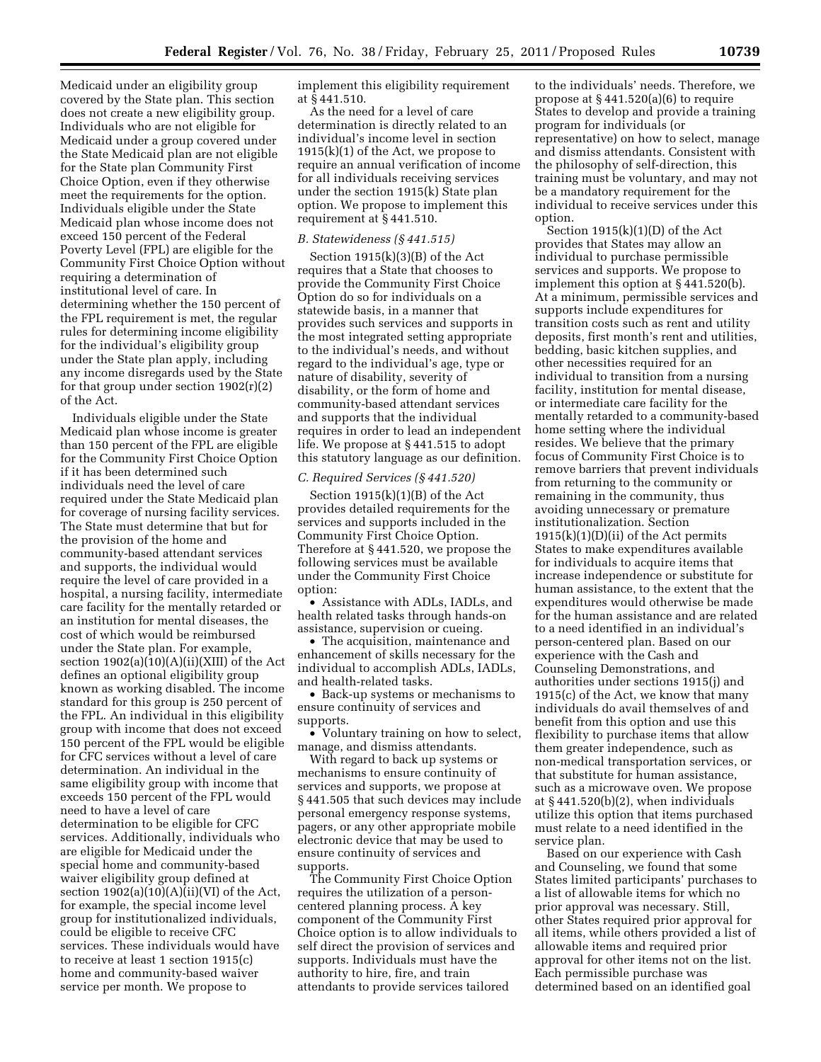Medicaid under an eligibility group covered by the State plan. This section does not create a new eligibility group. Individuals who are not eligible for Medicaid under a group covered under the State Medicaid plan are not eligible for the State plan Community First Choice Option, even if they otherwise meet the requirements for the option. Individuals eligible under the State Medicaid plan whose income does not exceed 150 percent of the Federal Poverty Level (FPL) are eligible for the Community First Choice Option without requiring a determination of institutional level of care. In determining whether the 150 percent of the FPL requirement is met, the regular rules for determining income eligibility for the individual's eligibility group under the State plan apply, including any income disregards used by the State for that group under section 1902(r)(2) of the Act.

Individuals eligible under the State Medicaid plan whose income is greater than 150 percent of the FPL are eligible for the Community First Choice Option if it has been determined such individuals need the level of care required under the State Medicaid plan for coverage of nursing facility services. The State must determine that but for the provision of the home and community-based attendant services and supports, the individual would require the level of care provided in a hospital, a nursing facility, intermediate care facility for the mentally retarded or an institution for mental diseases, the cost of which would be reimbursed under the State plan. For example, section 1902(a)(10)(A)(ii)(XIII) of the Act defines an optional eligibility group known as working disabled. The income standard for this group is 250 percent of the FPL. An individual in this eligibility group with income that does not exceed 150 percent of the FPL would be eligible for CFC services without a level of care determination. An individual in the same eligibility group with income that exceeds 150 percent of the FPL would need to have a level of care determination to be eligible for CFC services. Additionally, individuals who are eligible for Medicaid under the special home and community-based waiver eligibility group defined at section 1902(a)(10)(A)(ii)(VI) of the Act, for example, the special income level group for institutionalized individuals, could be eligible to receive CFC services. These individuals would have to receive at least 1 section 1915(c) home and community-based waiver service per month. We propose to implement this eligibility requirement at § 441.510.

As the need for a level of care determination is directly related to an individual's income level in section 1915(k)(1) of the Act, we propose to require an annual verification of income for all individuals receiving services under the section 1915(k) State plan option. We propose to implement this requirement at § 441.510.

### *B. Statewideness (§ 441.515)*

Section 1915(k)(3)(B) of the Act requires that a State that chooses to provide the Community First Choice Option do so for individuals on a statewide basis, in a manner that provides such services and supports in the most integrated setting appropriate to the individual's needs, and without regard to the individual's age, type or nature of disability, severity of disability, or the form of home and community-based attendant services and supports that the individual requires in order to lead an independent life. We propose at § 441.515 to adopt this statutory language as our definition.

### *C. Required Services (§ 441.520)*

Section 1915(k)(1)(B) of the Act provides detailed requirements for the services and supports included in the Community First Choice Option. Therefore at § 441.520, we propose the following services must be available under the Community First Choice option:

- Assistance with ADLs, IADLs, and health related tasks through hands-on assistance, supervision or cueing.
- The acquisition, maintenance and enhancement of skills necessary for the individual to accomplish ADLs, IADLs, and health-related tasks.
- Back-up systems or mechanisms to ensure continuity of services and supports.
- Voluntary training on how to select, manage, and dismiss attendants.

With regard to back up systems or mechanisms to ensure continuity of services and supports, we propose at § 441.505 that such devices may include personal emergency response systems, pagers, or any other appropriate mobile electronic device that may be used to ensure continuity of services and supports.

The Community First Choice Option requires the utilization of a person-centered planning process. A key component of the Community First Choice option is to allow individuals to self direct the provision of services and supports. Individuals must have the authority to hire, fire, and train attendants to provide services tailored to the individuals' needs. Therefore, we propose at § 441.520(a)(6) to require States to develop and provide a training program for individuals (or representative) on how to select, manage and dismiss attendants. Consistent with the philosophy of self-direction, this training must be voluntary, and may not be a mandatory requirement for the individual to receive services under this option.

Section 1915(k)(1)(D) of the Act provides that States may allow an individual to purchase permissible services and supports. We propose to implement this option at § 441.520(b). At a minimum, permissible services and supports include expenditures for transition costs such as rent and utility deposits, first month's rent and utilities, bedding, basic kitchen supplies, and other necessities required for an individual to transition from a nursing facility, institution for mental disease, or intermediate care facility for the mentally retarded to a community-based home setting where the individual resides. We believe that the primary focus of Community First Choice is to remove barriers that prevent individuals from returning to the community or remaining in the community, thus avoiding unnecessary or premature institutionalization. Section 1915(k)(1)(D)(ii) of the Act permits States to make expenditures available for individuals to acquire items that increase independence or substitute for human assistance, to the extent that the expenditures would otherwise be made for the human assistance and are related to a need identified in an individual's person-centered plan. Based on our experience with the Cash and Counseling Demonstrations, and authorities under sections 1915(j) and 1915(c) of the Act, we know that many individuals do avail themselves of and benefit from this option and use this flexibility to purchase items that allow them greater independence, such as non-medical transportation services, or that substitute for human assistance, such as a microwave oven. We propose at § 441.520(b)(2), when individuals utilize this option that items purchased must relate to a need identified in the service plan.

Based on our experience with Cash and Counseling, we found that some States limited participants' purchases to a list of allowable items for which no prior approval was necessary. Still, other States required prior approval for all items, while others provided a list of allowable items and required prior approval for other items not on the list. Each permissible purchase was determined based on an identified goal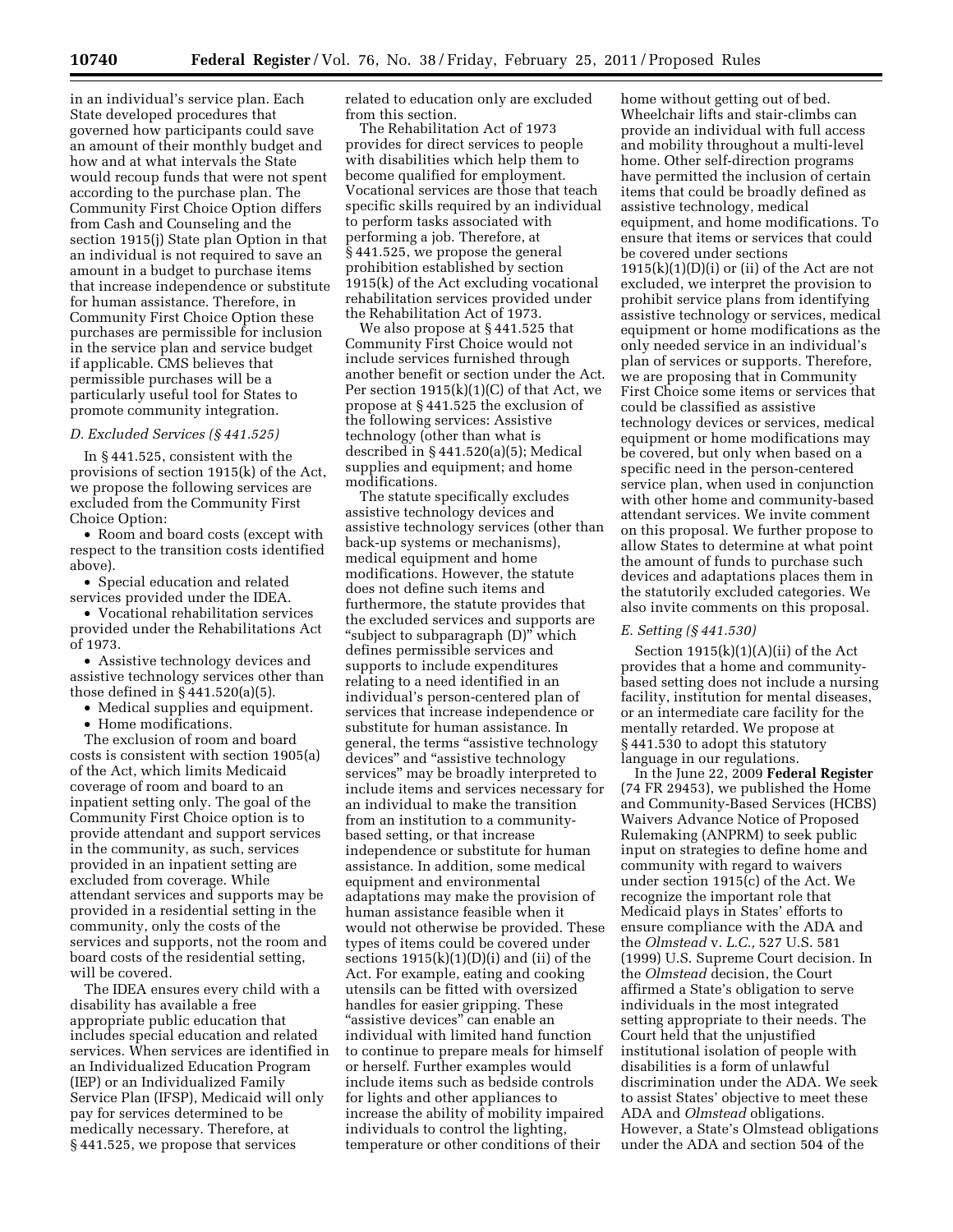in an individual's service plan. Each State developed procedures that governed how participants could save an amount of their monthly budget and how and at what intervals the State would recoup funds that were not spent according to the purchase plan. The Community First Choice Option differs from Cash and Counseling and the section 1915(j) State plan Option in that an individual is not required to save an amount in a budget to purchase items that increase independence or substitute for human assistance. Therefore, in Community First Choice Option these purchases are permissible for inclusion in the service plan and service budget if applicable. CMS believes that permissible purchases will be a particularly useful tool for States to promote community integration.

### *D. Excluded Services (§ 441.525)*

In § 441.525, consistent with the provisions of section 1915(k) of the Act, we propose the following services are excluded from the Community First Choice Option:

- Room and board costs (except with respect to the transition costs identified above).
- Special education and related services provided under the IDEA.
- Vocational rehabilitation services provided under the Rehabilitations Act of 1973.
- Assistive technology devices and assistive technology services other than those defined in § 441.520(a)(5).
- Medical supplies and equipment.
- Home modifications.

The exclusion of room and board costs is consistent with section 1905(a) of the Act, which limits Medicaid coverage of room and board to an inpatient setting only. The goal of the Community First Choice option is to provide attendant and support services in the community, as such, services provided in an inpatient setting are excluded from coverage. While attendant services and supports may be provided in a residential setting in the community, only the costs of the services and supports, not the room and board costs of the residential setting, will be covered.

The IDEA ensures every child with a disability has available a free appropriate public education that includes special education and related services. When services are identified in an Individualized Education Program (IEP) or an Individualized Family Service Plan (IFSP), Medicaid will only pay for services determined to be medically necessary. Therefore, at § 441.525, we propose that services related to education only are excluded from this section.

The Rehabilitation Act of 1973 provides for direct services to people with disabilities which help them to become qualified for employment. Vocational services are those that teach specific skills required by an individual to perform tasks associated with performing a job. Therefore, at § 441.525, we propose the general prohibition established by section 1915(k) of the Act excluding vocational rehabilitation services provided under the Rehabilitation Act of 1973.

We also propose at § 441.525 that Community First Choice would not include services furnished through another benefit or section under the Act. Per section 1915(k)(1)(C) of that Act, we propose at § 441.525 the exclusion of the following services: Assistive technology (other than what is described in § 441.520(a)(5); Medical supplies and equipment; and home modifications.

The statute specifically excludes assistive technology devices and assistive technology services (other than back-up systems or mechanisms), medical equipment and home modifications. However, the statute does not define such items and furthermore, the statute provides that the excluded services and supports are "subject to subparagraph (D)" which defines permissible services and supports to include expenditures relating to a need identified in an individual's person-centered plan of services that increase independence or substitute for human assistance. In general, the terms "assistive technology devices" and "assistive technology services" may be broadly interpreted to include items and services necessary for an individual to make the transition from an institution to a community-based setting, or that increase independence or substitute for human assistance. In addition, some medical equipment and environmental adaptations may make the provision of human assistance feasible when it would not otherwise be provided. These types of items could be covered under sections 1915(k)(1)(D)(i) and (ii) of the Act. For example, eating and cooking utensils can be fitted with oversized handles for easier gripping. These "assistive devices" can enable an individual with limited hand function to continue to prepare meals for himself or herself. Further examples would include items such as bedside controls for lights and other appliances to increase the ability of mobility impaired individuals to control the lighting, temperature or other conditions of their home without getting out of bed. Wheelchair lifts and stair-climbs can provide an individual with full access and mobility throughout a multi-level home. Other self-direction programs have permitted the inclusion of certain items that could be broadly defined as assistive technology, medical equipment, and home modifications. To ensure that items or services that could be covered under sections 1915(k)(1)(D)(i) or (ii) of the Act are not excluded, we interpret the provision to prohibit service plans from identifying assistive technology or services, medical equipment or home modifications as the only needed service in an individual's plan of services or supports. Therefore, we are proposing that in Community First Choice some items or services that could be classified as assistive technology devices or services, medical equipment or home modifications may be covered, but only when based on a specific need in the person-centered service plan, when used in conjunction with other home and community-based attendant services. We invite comment on this proposal. We further propose to allow States to determine at what point the amount of funds to purchase such devices and adaptations places them in the statutorily excluded categories. We also invite comments on this proposal.

### *E. Setting (§ 441.530)*

Section 1915(k)(1)(A)(ii) of the Act provides that a home and community-based setting does not include a nursing facility, institution for mental diseases, or an intermediate care facility for the mentally retarded. We propose at § 441.530 to adopt this statutory language in our regulations.

In the June 22, 2009 **Federal Register** (74 FR 29453), we published the Home and Community-Based Services (HCBS) Waivers Advance Notice of Proposed Rulemaking (ANPRM) to seek public input on strategies to define home and community with regard to waivers under section 1915(c) of the Act. We recognize the important role that Medicaid plays in States' efforts to ensure compliance with the ADA and the *Olmstead* v. *L.C.,* 527 U.S. 581 (1999) U.S. Supreme Court decision. In the *Olmstead* decision, the Court affirmed a State's obligation to serve individuals in the most integrated setting appropriate to their needs. The Court held that the unjustified institutional isolation of people with disabilities is a form of unlawful discrimination under the ADA. We seek to assist States' objective to meet these ADA and *Olmstead* obligations. However, a State's Olmstead obligations under the ADA and section 504 of the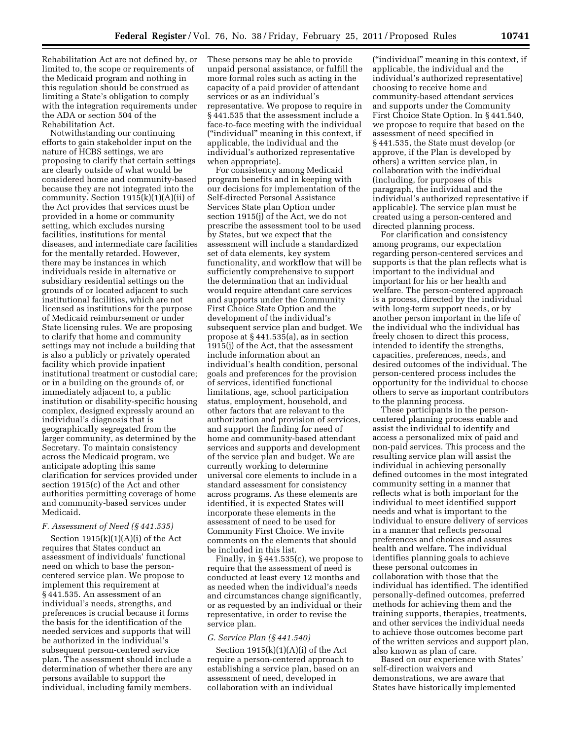Rehabilitation Act are not defined by, or limited to, the scope or requirements of the Medicaid program and nothing in this regulation should be construed as limiting a State's obligation to comply with the integration requirements under the ADA or section 504 of the Rehabilitation Act.

Notwithstanding our continuing efforts to gain stakeholder input on the nature of HCBS settings, we are proposing to clarify that certain settings are clearly outside of what would be considered home and community-based because they are not integrated into the community. Section 1915(k)(1)(A)(ii) of the Act provides that services must be provided in a home or community setting, which excludes nursing facilities, institutions for mental diseases, and intermediate care facilities for the mentally retarded. However, there may be instances in which individuals reside in alternative or subsidiary residential settings on the grounds of or located adjacent to such institutional facilities, which are not licensed as institutions for the purpose of Medicaid reimbursement or under State licensing rules. We are proposing to clarify that home and community settings may not include a building that is also a publicly or privately operated facility which provide inpatient institutional treatment or custodial care; or in a building on the grounds of, or immediately adjacent to, a public institution or disability-specific housing complex, designed expressly around an individual's diagnosis that is geographically segregated from the larger community, as determined by the Secretary. To maintain consistency across the Medicaid program, we anticipate adopting this same clarification for services provided under section 1915(c) of the Act and other authorities permitting coverage of home and community-based services under Medicaid.

### *F. Assessment of Need (§ 441.535)*

Section 1915(k)(1)(A)(i) of the Act requires that States conduct an assessment of individuals' functional need on which to base the person-centered service plan. We propose to implement this requirement at § 441.535. An assessment of an individual's needs, strengths, and preferences is crucial because it forms the basis for the identification of the needed services and supports that will be authorized in the individual's subsequent person-centered service plan. The assessment should include a determination of whether there are any persons available to support the individual, including family members. These persons may be able to provide unpaid personal assistance, or fulfill the more formal roles such as acting in the capacity of a paid provider of attendant services or as an individual's representative. We propose to require in § 441.535 that the assessment include a face-to-face meeting with the individual ("individual" meaning in this context, if applicable, the individual and the individual's authorized representative when appropriate).

For consistency among Medicaid program benefits and in keeping with our decisions for implementation of the Self-directed Personal Assistance Services State plan Option under section 1915(j) of the Act, we do not prescribe the assessment tool to be used by States, but we expect that the assessment will include a standardized set of data elements, key system functionality, and workflow that will be sufficiently comprehensive to support the determination that an individual would require attendant care services and supports under the Community First Choice State Option and the development of the individual's subsequent service plan and budget. We propose at § 441.535(a), as in section 1915(j) of the Act, that the assessment include information about an individual's health condition, personal goals and preferences for the provision of services, identified functional limitations, age, school participation status, employment, household, and other factors that are relevant to the authorization and provision of services, and support the finding for need of home and community-based attendant services and supports and development of the service plan and budget. We are currently working to determine universal core elements to include in a standard assessment for consistency across programs. As these elements are identified, it is expected States will incorporate these elements in the assessment of need to be used for Community First Choice. We invite comments on the elements that should be included in this list.

Finally, in § 441.535(c), we propose to require that the assessment of need is conducted at least every 12 months and as needed when the individual's needs and circumstances change significantly, or as requested by an individual or their representative, in order to revise the service plan.

### *G. Service Plan (§ 441.540)*

Section 1915(k)(1)(A)(i) of the Act require a person-centered approach to establishing a service plan, based on an assessment of need, developed in collaboration with an individual ("individual" meaning in this context, if applicable, the individual and the individual's authorized representative) choosing to receive home and community-based attendant services and supports under the Community First Choice State Option. In § 441.540, we propose to require that based on the assessment of need specified in § 441.535, the State must develop (or approve, if the Plan is developed by others) a written service plan, in collaboration with the individual (including, for purposes of this paragraph, the individual and the individual's authorized representative if applicable). The service plan must be created using a person-centered and directed planning process.

For clarification and consistency among programs, our expectation regarding person-centered services and supports is that the plan reflects what is important to the individual and important for his or her health and welfare. The person-centered approach is a process, directed by the individual with long-term support needs, or by another person important in the life of the individual who the individual has freely chosen to direct this process, intended to identify the strengths, capacities, preferences, needs, and desired outcomes of the individual. The person-centered process includes the opportunity for the individual to choose others to serve as important contributors to the planning process.

These participants in the person-centered planning process enable and assist the individual to identify and access a personalized mix of paid and non-paid services. This process and the resulting service plan will assist the individual in achieving personally defined outcomes in the most integrated community setting in a manner that reflects what is both important for the individual to meet identified support needs and what is important to the individual to ensure delivery of services in a manner that reflects personal preferences and choices and assures health and welfare. The individual identifies planning goals to achieve these personal outcomes in collaboration with those that the individual has identified. The identified personally-defined outcomes, preferred methods for achieving them and the training supports, therapies, treatments, and other services the individual needs to achieve those outcomes become part of the written services and support plan, also known as plan of care.

Based on our experience with States' self-direction waivers and demonstrations, we are aware that States have historically implemented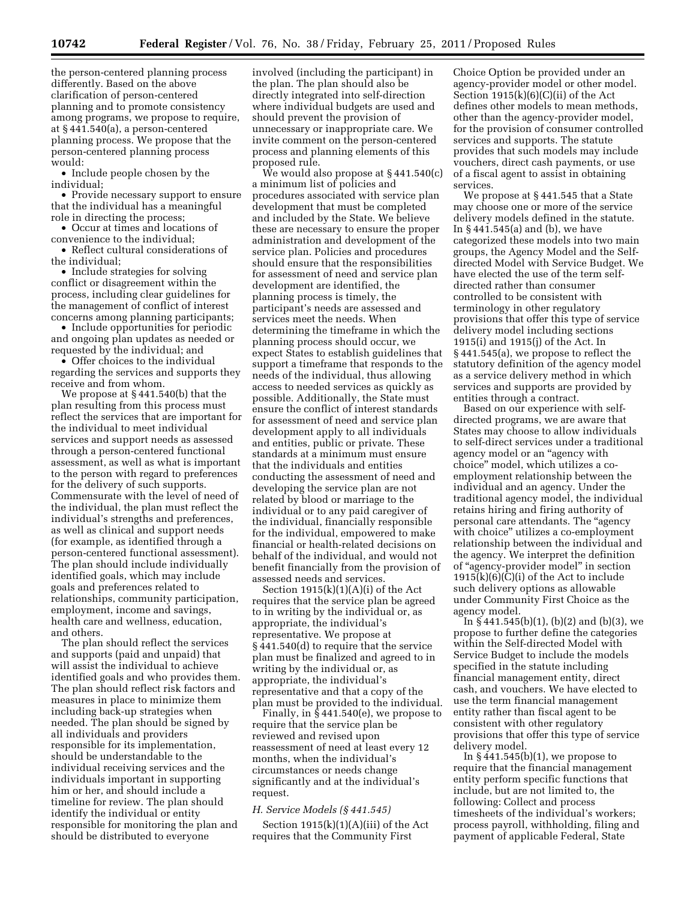the person-centered planning process differently. Based on the above clarification of person-centered planning and to promote consistency among programs, we propose to require, at § 441.540(a), a person-centered planning process. We propose that the person-centered planning process would:

- Include people chosen by the individual;
- Provide necessary support to ensure that the individual has a meaningful role in directing the process;
- Occur at times and locations of convenience to the individual;
- Reflect cultural considerations of the individual;
- Include strategies for solving conflict or disagreement within the process, including clear guidelines for the management of conflict of interest concerns among planning participants;
- Include opportunities for periodic and ongoing plan updates as needed or requested by the individual; and
- Offer choices to the individual regarding the services and supports they receive and from whom.

We propose at § 441.540(b) that the plan resulting from this process must reflect the services that are important for the individual to meet individual services and support needs as assessed through a person-centered functional assessment, as well as what is important to the person with regard to preferences for the delivery of such supports. Commensurate with the level of need of the individual, the plan must reflect the individual's strengths and preferences, as well as clinical and support needs (for example, as identified through a person-centered functional assessment). The plan should include individually identified goals, which may include goals and preferences related to relationships, community participation, employment, income and savings, health care and wellness, education, and others.

The plan should reflect the services and supports (paid and unpaid) that will assist the individual to achieve identified goals and who provides them. The plan should reflect risk factors and measures in place to minimize them including back-up strategies when needed. The plan should be signed by all individuals and providers responsible for its implementation, should be understandable to the individual receiving services and the individuals important in supporting him or her, and should include a timeline for review. The plan should identify the individual or entity responsible for monitoring the plan and should be distributed to everyone involved (including the participant) in the plan. The plan should also be directly integrated into self-direction where individual budgets are used and should prevent the provision of unnecessary or inappropriate care. We invite comment on the person-centered process and planning elements of this proposed rule.

We would also propose at § 441.540(c) a minimum list of policies and procedures associated with service plan development that must be completed and included by the State. We believe these are necessary to ensure the proper administration and development of the service plan. Policies and procedures should ensure that the responsibilities for assessment of need and service plan development are identified, the planning process is timely, the participant's needs are assessed and services meet the needs. When determining the timeframe in which the planning process should occur, we expect States to establish guidelines that support a timeframe that responds to the needs of the individual, thus allowing access to needed services as quickly as possible. Additionally, the State must ensure the conflict of interest standards for assessment of need and service plan development apply to all individuals and entities, public or private. These standards at a minimum must ensure that the individuals and entities conducting the assessment of need and developing the service plan are not related by blood or marriage to the individual or to any paid caregiver of the individual, financially responsible for the individual, empowered to make financial or health-related decisions on behalf of the individual, and would not benefit financially from the provision of assessed needs and services.

Section 1915(k)(1)(A)(i) of the Act requires that the service plan be agreed to in writing by the individual or, as appropriate, the individual's representative. We propose at § 441.540(d) to require that the service plan must be finalized and agreed to in writing by the individual or, as appropriate, the individual's representative and that a copy of the plan must be provided to the individual.

Finally, in § 441.540(e), we propose to require that the service plan be reviewed and revised upon reassessment of need at least every 12 months, when the individual's circumstances or needs change significantly and at the individual's request.

### *H. Service Models (§ 441.545)*

Section 1915(k)(1)(A)(iii) of the Act requires that the Community First Choice Option be provided under an agency-provider model or other model. Section 1915(k)(6)(C)(ii) of the Act defines other models to mean methods, other than the agency-provider model, for the provision of consumer controlled services and supports. The statute provides that such models may include vouchers, direct cash payments, or use of a fiscal agent to assist in obtaining services.

We propose at § 441.545 that a State may choose one or more of the service delivery models defined in the statute. In § 441.545(a) and (b), we have categorized these models into two main groups, the Agency Model and the Self-directed Model with Service Budget. We have elected the use of the term self-directed rather than consumer controlled to be consistent with terminology in other regulatory provisions that offer this type of service delivery model including sections 1915(i) and 1915(j) of the Act. In § 441.545(a), we propose to reflect the statutory definition of the agency model as a service delivery method in which services and supports are provided by entities through a contract.

Based on our experience with self-directed programs, we are aware that States may choose to allow individuals to self-direct services under a traditional agency model or an "agency with choice" model, which utilizes a co-employment relationship between the individual and an agency. Under the traditional agency model, the individual retains hiring and firing authority of personal care attendants. The "agency with choice" utilizes a co-employment relationship between the individual and the agency. We interpret the definition of "agency-provider model" in section 1915(k)(6)(C)(i) of the Act to include such delivery options as allowable under Community First Choice as the agency model.

In § 441.545(b)(1), (b)(2) and (b)(3), we propose to further define the categories within the Self-directed Model with Service Budget to include the models specified in the statute including financial management entity, direct cash, and vouchers. We have elected to use the term financial management entity rather than fiscal agent to be consistent with other regulatory provisions that offer this type of service delivery model.

In § 441.545(b)(1), we propose to require that the financial management entity perform specific functions that include, but are not limited to, the following: Collect and process timesheets of the individual's workers; process payroll, withholding, filing and payment of applicable Federal, State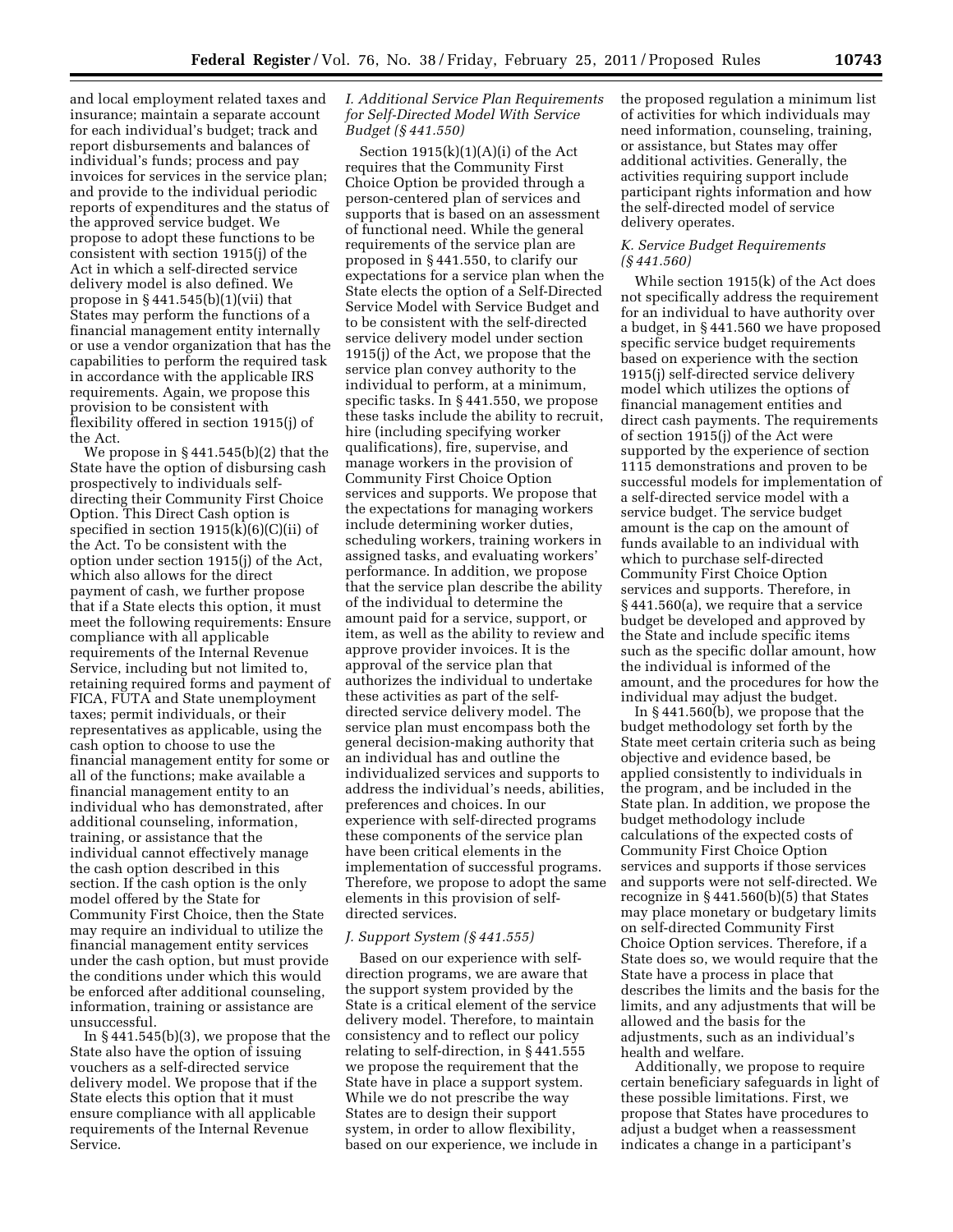and local employment related taxes and insurance; maintain a separate account for each individual's budget; track and report disbursements and balances of individual's funds; process and pay invoices for services in the service plan; and provide to the individual periodic reports of expenditures and the status of the approved service budget. We propose to adopt these functions to be consistent with section 1915(j) of the Act in which a self-directed service delivery model is also defined. We propose in § 441.545(b)(1)(vii) that States may perform the functions of a financial management entity internally or use a vendor organization that has the capabilities to perform the required task in accordance with the applicable IRS requirements. Again, we propose this provision to be consistent with flexibility offered in section 1915(j) of the Act.

We propose in § 441.545(b)(2) that the State have the option of disbursing cash prospectively to individuals self-directing their Community First Choice Option. This Direct Cash option is specified in section 1915(k)(6)(C)(ii) of the Act. To be consistent with the option under section 1915(j) of the Act, which also allows for the direct payment of cash, we further propose that if a State elects this option, it must meet the following requirements: Ensure compliance with all applicable requirements of the Internal Revenue Service, including but not limited to, retaining required forms and payment of FICA, FUTA and State unemployment taxes; permit individuals, or their representatives as applicable, using the cash option to choose to use the financial management entity for some or all of the functions; make available a financial management entity to an individual who has demonstrated, after additional counseling, information, training, or assistance that the individual cannot effectively manage the cash option described in this section. If the cash option is the only model offered by the State for Community First Choice, then the State may require an individual to utilize the financial management entity services under the cash option, but must provide the conditions under which this would be enforced after additional counseling, information, training or assistance are unsuccessful.

In § 441.545(b)(3), we propose that the State also have the option of issuing vouchers as a self-directed service delivery model. We propose that if the State elects this option that it must ensure compliance with all applicable requirements of the Internal Revenue Service.

### *I. Additional Service Plan Requirements for Self-Directed Model With Service Budget (§ 441.550)*

Section 1915(k)(1)(A)(i) of the Act requires that the Community First Choice Option be provided through a person-centered plan of services and supports that is based on an assessment of functional need. While the general requirements of the service plan are proposed in § 441.550, to clarify our expectations for a service plan when the State elects the option of a Self-Directed Service Model with Service Budget and to be consistent with the self-directed service delivery model under section 1915(j) of the Act, we propose that the service plan convey authority to the individual to perform, at a minimum, specific tasks. In § 441.550, we propose these tasks include the ability to recruit, hire (including specifying worker qualifications), fire, supervise, and manage workers in the provision of Community First Choice Option services and supports. We propose that the expectations for managing workers include determining worker duties, scheduling workers, training workers in assigned tasks, and evaluating workers' performance. In addition, we propose that the service plan describe the ability of the individual to determine the amount paid for a service, support, or item, as well as the ability to review and approve provider invoices. It is the approval of the service plan that authorizes the individual to undertake these activities as part of the self-directed service delivery model. The service plan must encompass both the general decision-making authority that an individual has and outline the individualized services and supports to address the individual's needs, abilities, preferences and choices. In our experience with self-directed programs these components of the service plan have been critical elements in the implementation of successful programs. Therefore, we propose to adopt the same elements in this provision of self-directed services.

### *J. Support System (§ 441.555)*

Based on our experience with self-direction programs, we are aware that the support system provided by the State is a critical element of the service delivery model. Therefore, to maintain consistency and to reflect our policy relating to self-direction, in § 441.555 we propose the requirement that the State have in place a support system. While we do not prescribe the way States are to design their support system, in order to allow flexibility, based on our experience, we include in the proposed regulation a minimum list of activities for which individuals may need information, counseling, training, or assistance, but States may offer additional activities. Generally, the activities requiring support include participant rights information and how the self-directed model of service delivery operates.

### *K. Service Budget Requirements (§ 441.560)*

While section 1915(k) of the Act does not specifically address the requirement for an individual to have authority over a budget, in § 441.560 we have proposed specific service budget requirements based on experience with the section 1915(j) self-directed service delivery model which utilizes the options of financial management entities and direct cash payments. The requirements of section 1915(j) of the Act were supported by the experience of section 1115 demonstrations and proven to be successful models for implementation of a self-directed service model with a service budget. The service budget amount is the cap on the amount of funds available to an individual with which to purchase self-directed Community First Choice Option services and supports. Therefore, in § 441.560(a), we require that a service budget be developed and approved by the State and include specific items such as the specific dollar amount, how the individual is informed of the amount, and the procedures for how the individual may adjust the budget.

In § 441.560(b), we propose that the budget methodology set forth by the State meet certain criteria such as being objective and evidence based, be applied consistently to individuals in the program, and be included in the State plan. In addition, we propose the budget methodology include calculations of the expected costs of Community First Choice Option services and supports if those services and supports were not self-directed. We recognize in § 441.560(b)(5) that States may place monetary or budgetary limits on self-directed Community First Choice Option services. Therefore, if a State does so, we would require that the State have a process in place that describes the limits and the basis for the limits, and any adjustments that will be allowed and the basis for the adjustments, such as an individual's health and welfare.

Additionally, we propose to require certain beneficiary safeguards in light of these possible limitations. First, we propose that States have procedures to adjust a budget when a reassessment indicates a change in a participant's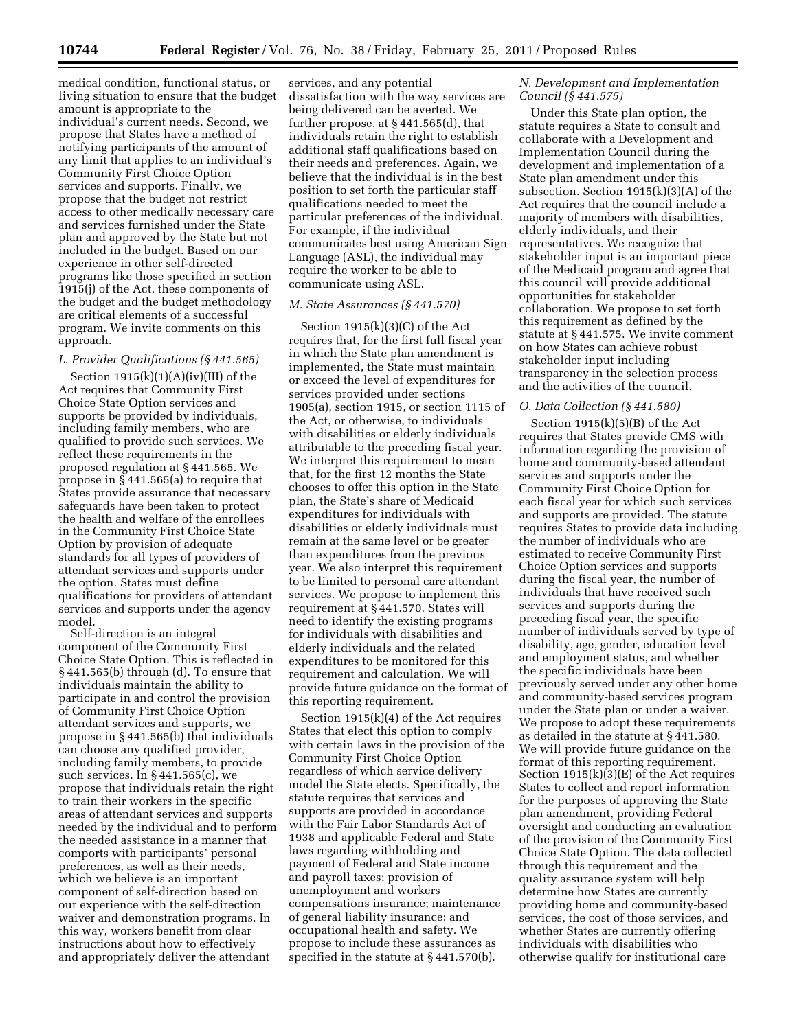medical condition, functional status, or living situation to ensure that the budget amount is appropriate to the individual's current needs. Second, we propose that States have a method of notifying participants of the amount of any limit that applies to an individual's Community First Choice Option services and supports. Finally, we propose that the budget not restrict access to other medically necessary care and services furnished under the State plan and approved by the State but not included in the budget. Based on our experience in other self-directed programs like those specified in section 1915(j) of the Act, these components of the budget and the budget methodology are critical elements of a successful program. We invite comments on this approach.

### *L. Provider Qualifications (§ 441.565)*

Section 1915(k)(1)(A)(iv)(III) of the Act requires that Community First Choice State Option services and supports be provided by individuals, including family members, who are qualified to provide such services. We reflect these requirements in the proposed regulation at § 441.565. We propose in § 441.565(a) to require that States provide assurance that necessary safeguards have been taken to protect the health and welfare of the enrollees in the Community First Choice State Option by provision of adequate standards for all types of providers of attendant services and supports under the option. States must define qualifications for providers of attendant services and supports under the agency model.

Self-direction is an integral component of the Community First Choice State Option. This is reflected in § 441.565(b) through (d). To ensure that individuals maintain the ability to participate in and control the provision of Community First Choice Option attendant services and supports, we propose in § 441.565(b) that individuals can choose any qualified provider, including family members, to provide such services. In § 441.565(c), we propose that individuals retain the right to train their workers in the specific areas of attendant services and supports needed by the individual and to perform the needed assistance in a manner that comports with participants' personal preferences, as well as their needs, which we believe is an important component of self-direction based on our experience with the self-direction waiver and demonstration programs. In this way, workers benefit from clear instructions about how to effectively and appropriately deliver the attendant services, and any potential dissatisfaction with the way services are being delivered can be averted. We further propose, at § 441.565(d), that individuals retain the right to establish additional staff qualifications based on their needs and preferences. Again, we believe that the individual is in the best position to set forth the particular staff qualifications needed to meet the particular preferences of the individual. For example, if the individual communicates best using American Sign Language (ASL), the individual may require the worker to be able to communicate using ASL.

### *M. State Assurances (§ 441.570)*

Section 1915(k)(3)(C) of the Act requires that, for the first full fiscal year in which the State plan amendment is implemented, the State must maintain or exceed the level of expenditures for services provided under sections 1905(a), section 1915, or section 1115 of the Act, or otherwise, to individuals with disabilities or elderly individuals attributable to the preceding fiscal year. We interpret this requirement to mean that, for the first 12 months the State chooses to offer this option in the State plan, the State's share of Medicaid expenditures for individuals with disabilities or elderly individuals must remain at the same level or be greater than expenditures from the previous year. We also interpret this requirement to be limited to personal care attendant services. We propose to implement this requirement at § 441.570. States will need to identify the existing programs for individuals with disabilities and elderly individuals and the related expenditures to be monitored for this requirement and calculation. We will provide future guidance on the format of this reporting requirement.

Section 1915(k)(4) of the Act requires States that elect this option to comply with certain laws in the provision of the Community First Choice Option regardless of which service delivery model the State elects. Specifically, the statute requires that services and supports are provided in accordance with the Fair Labor Standards Act of 1938 and applicable Federal and State laws regarding withholding and payment of Federal and State income and payroll taxes; provision of unemployment and workers compensations insurance; maintenance of general liability insurance; and occupational health and safety. We propose to include these assurances as specified in the statute at § 441.570(b).

### *N. Development and Implementation Council (§ 441.575)*

Under this State plan option, the statute requires a State to consult and collaborate with a Development and Implementation Council during the development and implementation of a State plan amendment under this subsection. Section 1915(k)(3)(A) of the Act requires that the council include a majority of members with disabilities, elderly individuals, and their representatives. We recognize that stakeholder input is an important piece of the Medicaid program and agree that this council will provide additional opportunities for stakeholder collaboration. We propose to set forth this requirement as defined by the statute at § 441.575. We invite comment on how States can achieve robust stakeholder input including transparency in the selection process and the activities of the council.

### *O. Data Collection (§ 441.580)*

Section 1915(k)(5)(B) of the Act requires that States provide CMS with information regarding the provision of home and community-based attendant services and supports under the Community First Choice Option for each fiscal year for which such services and supports are provided. The statute requires States to provide data including the number of individuals who are estimated to receive Community First Choice Option services and supports during the fiscal year, the number of individuals that have received such services and supports during the preceding fiscal year, the specific number of individuals served by type of disability, age, gender, education level and employment status, and whether the specific individuals have been previously served under any other home and community-based services program under the State plan or under a waiver. We propose to adopt these requirements as detailed in the statute at § 441.580. We will provide future guidance on the format of this reporting requirement. Section 1915(k)(3)(E) of the Act requires States to collect and report information for the purposes of approving the State plan amendment, providing Federal oversight and conducting an evaluation of the provision of the Community First Choice State Option. The data collected through this requirement and the quality assurance system will help determine how States are currently providing home and community-based services, the cost of those services, and whether States are currently offering individuals with disabilities who otherwise qualify for institutional care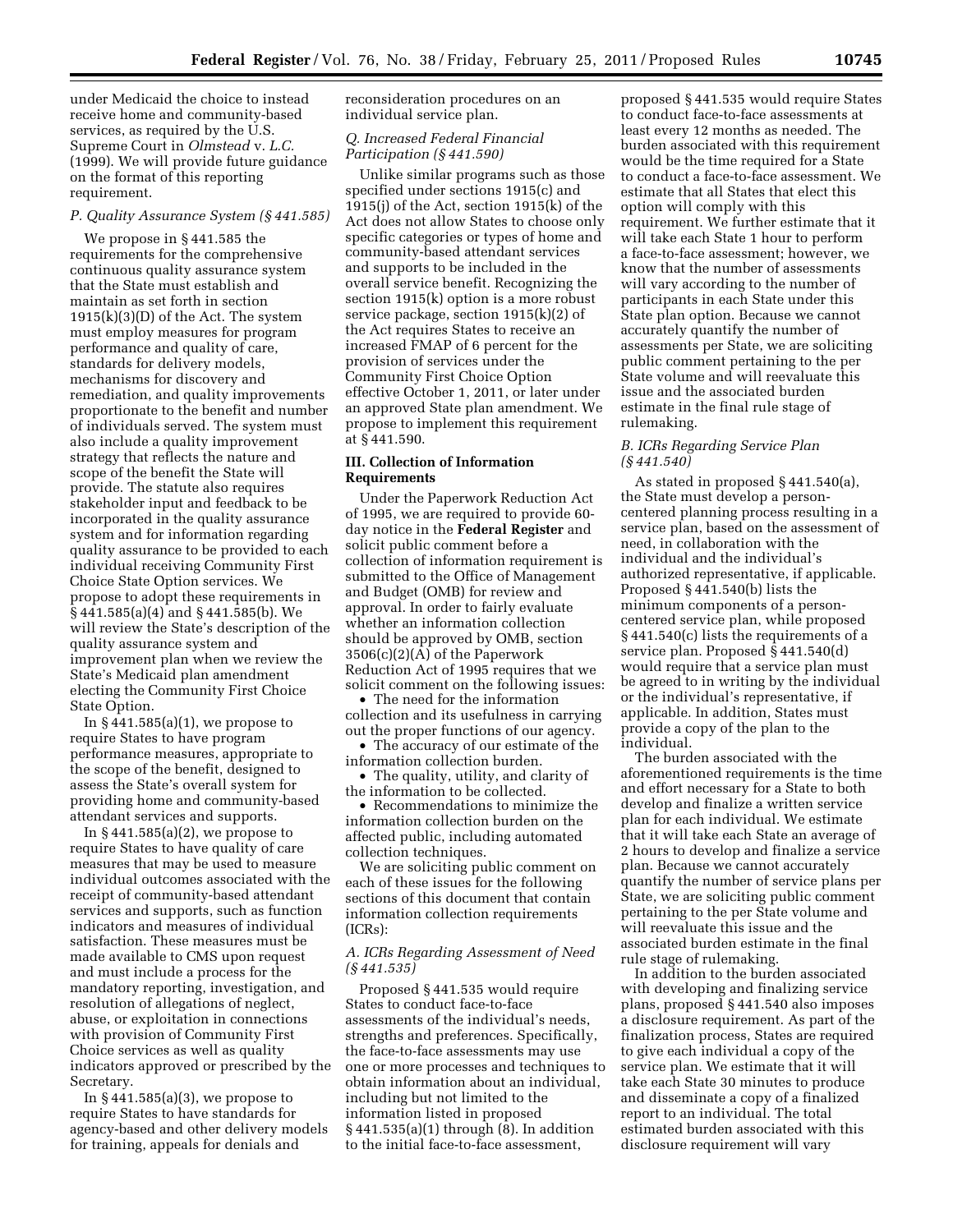under Medicaid the choice to instead receive home and community-based services, as required by the U.S. Supreme Court in *Olmstead* v. *L.C.* (1999). We will provide future guidance on the format of this reporting requirement.

### *P. Quality Assurance System (§ 441.585)*

We propose in § 441.585 the requirements for the comprehensive continuous quality assurance system that the State must establish and maintain as set forth in section 1915(k)(3)(D) of the Act. The system must employ measures for program performance and quality of care, standards for delivery models, mechanisms for discovery and remediation, and quality improvements proportionate to the benefit and number of individuals served. The system must also include a quality improvement strategy that reflects the nature and scope of the benefit the State will provide. The statute also requires stakeholder input and feedback to be incorporated in the quality assurance system and for information regarding quality assurance to be provided to each individual receiving Community First Choice State Option services. We propose to adopt these requirements in § 441.585(a)(4) and § 441.585(b). We will review the State's description of the quality assurance system and improvement plan when we review the State's Medicaid plan amendment electing the Community First Choice State Option.

In § 441.585(a)(1), we propose to require States to have program performance measures, appropriate to the scope of the benefit, designed to assess the State's overall system for providing home and community-based attendant services and supports.

In § 441.585(a)(2), we propose to require States to have quality of care measures that may be used to measure individual outcomes associated with the receipt of community-based attendant services and supports, such as function indicators and measures of individual satisfaction. These measures must be made available to CMS upon request and must include a process for the mandatory reporting, investigation, and resolution of allegations of neglect, abuse, or exploitation in connections with provision of Community First Choice services as well as quality indicators approved or prescribed by the Secretary.

In § 441.585(a)(3), we propose to require States to have standards for agency-based and other delivery models for training, appeals for denials and reconsideration procedures on an individual service plan.

### *Q. Increased Federal Financial Participation (§ 441.590)*

Unlike similar programs such as those specified under sections 1915(c) and 1915(j) of the Act, section 1915(k) of the Act does not allow States to choose only specific categories or types of home and community-based attendant services and supports to be included in the overall service benefit. Recognizing the section 1915(k) option is a more robust service package, section 1915(k)(2) of the Act requires States to receive an increased FMAP of 6 percent for the provision of services under the Community First Choice Option effective October 1, 2011, or later under an approved State plan amendment. We propose to implement this requirement at § 441.590.

## III. Collection of Information Requirements

Under the Paperwork Reduction Act of 1995, we are required to provide 60-day notice in the **Federal Register** and solicit public comment before a collection of information requirement is submitted to the Office of Management and Budget (OMB) for review and approval. In order to fairly evaluate whether an information collection should be approved by OMB, section 3506(c)(2)(A) of the Paperwork Reduction Act of 1995 requires that we solicit comment on the following issues:

- The need for the information collection and its usefulness in carrying out the proper functions of our agency.
- The accuracy of our estimate of the information collection burden.
- The quality, utility, and clarity of the information to be collected.
- Recommendations to minimize the information collection burden on the affected public, including automated collection techniques.

We are soliciting public comment on each of these issues for the following sections of this document that contain information collection requirements (ICRs):

### *A. ICRs Regarding Assessment of Need (§ 441.535)*

Proposed § 441.535 would require States to conduct face-to-face assessments of the individual's needs, strengths and preferences. Specifically, the face-to-face assessments may use one or more processes and techniques to obtain information about an individual, including but not limited to the information listed in proposed § 441.535(a)(1) through (8). In addition to the initial face-to-face assessment, proposed § 441.535 would require States to conduct face-to-face assessments at least every 12 months as needed. The burden associated with this requirement would be the time required for a State to conduct a face-to-face assessment. We estimate that all States that elect this option will comply with this requirement. We further estimate that it will take each State 1 hour to perform a face-to-face assessment; however, we know that the number of assessments will vary according to the number of participants in each State under this State plan option. Because we cannot accurately quantify the number of assessments per State, we are soliciting public comment pertaining to the per State volume and will reevaluate this issue and the associated burden estimate in the final rule stage of rulemaking.

### *B. ICRs Regarding Service Plan (§ 441.540)*

As stated in proposed § 441.540(a), the State must develop a person-centered planning process resulting in a service plan, based on the assessment of need, in collaboration with the individual and the individual's authorized representative, if applicable. Proposed § 441.540(b) lists the minimum components of a person-centered service plan, while proposed § 441.540(c) lists the requirements of a service plan. Proposed § 441.540(d) would require that a service plan must be agreed to in writing by the individual or the individual's representative, if applicable. In addition, States must provide a copy of the plan to the individual.

The burden associated with the aforementioned requirements is the time and effort necessary for a State to both develop and finalize a written service plan for each individual. We estimate that it will take each State an average of 2 hours to develop and finalize a service plan. Because we cannot accurately quantify the number of service plans per State, we are soliciting public comment pertaining to the per State volume and will reevaluate this issue and the associated burden estimate in the final rule stage of rulemaking.

In addition to the burden associated with developing and finalizing service plans, proposed § 441.540 also imposes a disclosure requirement. As part of the finalization process, States are required to give each individual a copy of the service plan. We estimate that it will take each State 30 minutes to produce and disseminate a copy of a finalized report to an individual. The total estimated burden associated with this disclosure requirement will vary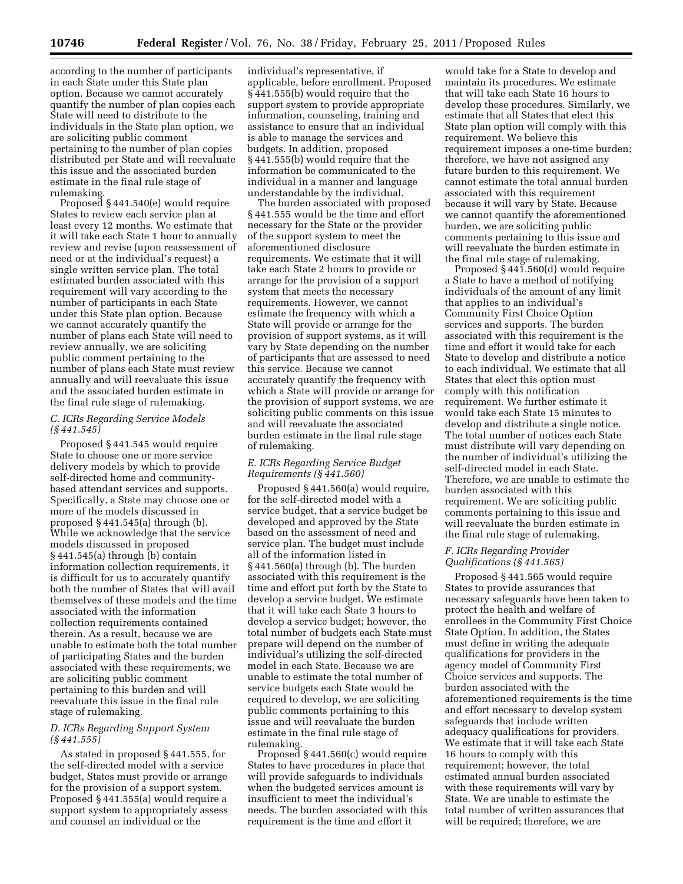according to the number of participants in each State under this State plan option. Because we cannot accurately quantify the number of plan copies each State will need to distribute to the individuals in the State plan option, we are soliciting public comment pertaining to the number of plan copies distributed per State and will reevaluate this issue and the associated burden estimate in the final rule stage of rulemaking.

Proposed § 441.540(e) would require States to review each service plan at least every 12 months. We estimate that it will take each State 1 hour to annually review and revise (upon reassessment of need or at the individual's request) a single written service plan. The total estimated burden associated with this requirement will vary according to the number of participants in each State under this State plan option. Because we cannot accurately quantify the number of plans each State will need to review annually, we are soliciting public comment pertaining to the number of plans each State must review annually and will reevaluate this issue and the associated burden estimate in the final rule stage of rulemaking.

### *C. ICRs Regarding Service Models (§ 441.545)*

Proposed § 441.545 would require State to choose one or more service delivery models by which to provide self-directed home and community-based attendant services and supports. Specifically, a State may choose one or more of the models discussed in proposed § 441.545(a) through (b). While we acknowledge that the service models discussed in proposed § 441.545(a) through (b) contain information collection requirements, it is difficult for us to accurately quantify both the number of States that will avail themselves of these models and the time associated with the information collection requirements contained therein. As a result, because we are unable to estimate both the total number of participating States and the burden associated with these requirements, we are soliciting public comment pertaining to this burden and will reevaluate this issue in the final rule stage of rulemaking.

### *D. ICRs Regarding Support System (§ 441.555)*

As stated in proposed § 441.555, for the self-directed model with a service budget, States must provide or arrange for the provision of a support system. Proposed § 441.555(a) would require a support system to appropriately assess and counsel an individual or the individual's representative, if applicable, before enrollment. Proposed § 441.555(b) would require that the support system to provide appropriate information, counseling, training and assistance to ensure that an individual is able to manage the services and budgets. In addition, proposed § 441.555(b) would require that the information be communicated to the individual in a manner and language understandable by the individual.

The burden associated with proposed § 441.555 would be the time and effort necessary for the State or the provider of the support system to meet the aforementioned disclosure requirements. We estimate that it will take each State 2 hours to provide or arrange for the provision of a support system that meets the necessary requirements. However, we cannot estimate the frequency with which a State will provide or arrange for the provision of support systems, as it will vary by State depending on the number of participants that are assessed to need this service. Because we cannot accurately quantify the frequency with which a State will provide or arrange for the provision of support systems, we are soliciting public comments on this issue and will reevaluate the associated burden estimate in the final rule stage of rulemaking.

### *E. ICRs Regarding Service Budget Requirements (§ 441.560)*

Proposed § 441.560(a) would require, for the self-directed model with a service budget, that a service budget be developed and approved by the State based on the assessment of need and service plan. The budget must include all of the information listed in § 441.560(a) through (b). The burden associated with this requirement is the time and effort put forth by the State to develop a service budget. We estimate that it will take each State 3 hours to develop a service budget; however, the total number of budgets each State must prepare will depend on the number of individual's utilizing the self-directed model in each State. Because we are unable to estimate the total number of service budgets each State would be required to develop, we are soliciting public comments pertaining to this issue and will reevaluate the burden estimate in the final rule stage of rulemaking.

Proposed § 441.560(c) would require States to have procedures in place that will provide safeguards to individuals when the budgeted services amount is insufficient to meet the individual's needs. The burden associated with this requirement is the time and effort it would take for a State to develop and maintain its procedures. We estimate that will take each State 16 hours to develop these procedures. Similarly, we estimate that all States that elect this State plan option will comply with this requirement. We believe this requirement imposes a one-time burden; therefore, we have not assigned any future burden to this requirement. We cannot estimate the total annual burden associated with this requirement because it will vary by State. Because we cannot quantify the aforementioned burden, we are soliciting public comments pertaining to this issue and will reevaluate the burden estimate in the final rule stage of rulemaking.

Proposed § 441.560(d) would require a State to have a method of notifying individuals of the amount of any limit that applies to an individual's Community First Choice Option services and supports. The burden associated with this requirement is the time and effort it would take for each State to develop and distribute a notice to each individual. We estimate that all States that elect this option must comply with this notification requirement. We further estimate it would take each State 15 minutes to develop and distribute a single notice. The total number of notices each State must distribute will vary depending on the number of individual's utilizing the self-directed model in each State. Therefore, we are unable to estimate the burden associated with this requirement. We are soliciting public comments pertaining to this issue and will reevaluate the burden estimate in the final rule stage of rulemaking.

### *F. ICRs Regarding Provider Qualifications (§ 441.565)*

Proposed § 441.565 would require States to provide assurances that necessary safeguards have been taken to protect the health and welfare of enrollees in the Community First Choice State Option. In addition, the States must define in writing the adequate qualifications for providers in the agency model of Community First Choice services and supports. The burden associated with the aforementioned requirements is the time and effort necessary to develop system safeguards that include written adequacy qualifications for providers. We estimate that it will take each State 16 hours to comply with this requirement; however, the total estimated annual burden associated with these requirements will vary by State. We are unable to estimate the total number of written assurances that will be required; therefore, we are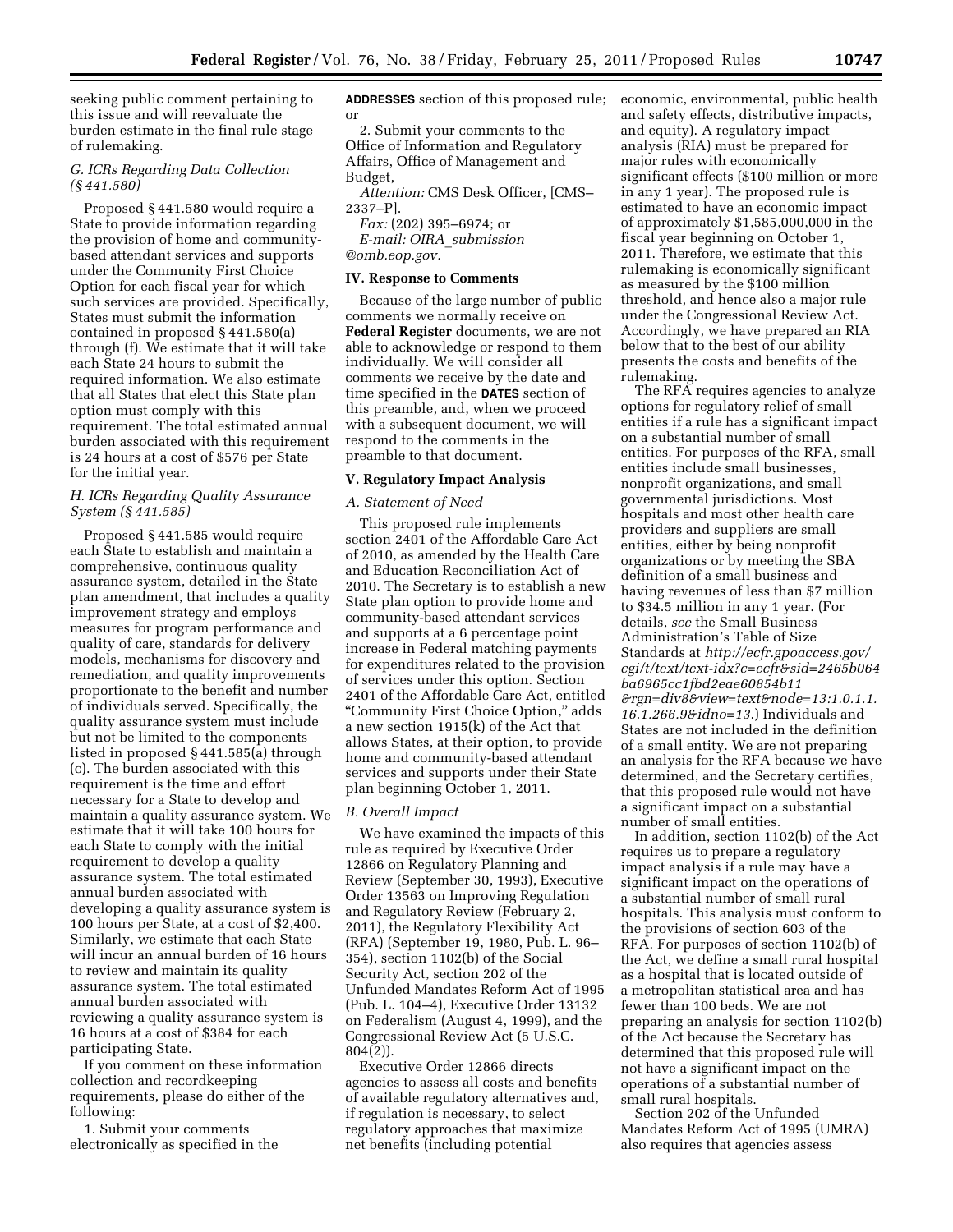seeking public comment pertaining to this issue and will reevaluate the burden estimate in the final rule stage of rulemaking.

### G. ICRs Regarding Data Collection (§ 441.580)

Proposed § 441.580 would require a State to provide information regarding the provision of home and community-based attendant services and supports under the Community First Choice Option for each fiscal year for which such services are provided. Specifically, States must submit the information contained in proposed § 441.580(a) through (f). We estimate that it will take each State 24 hours to submit the required information. We also estimate that all States that elect this State plan option must comply with this requirement. The total estimated annual burden associated with this requirement is 24 hours at a cost of $576 per State for the initial year.

### H. ICRs Regarding Quality Assurance System (§ 441.585)

Proposed § 441.585 would require each State to establish and maintain a comprehensive, continuous quality assurance system, detailed in the State plan amendment, that includes a quality improvement strategy and employs measures for program performance and quality of care, standards for delivery models, mechanisms for discovery and remediation, and quality improvements proportionate to the benefit and number of individuals served. Specifically, the quality assurance system must include but not be limited to the components listed in proposed § 441.585(a) through (c). The burden associated with this requirement is the time and effort necessary for a State to develop and maintain a quality assurance system. We estimate that it will take 100 hours for each State to comply with the initial requirement to develop a quality assurance system. The total estimated annual burden associated with developing a quality assurance system is 100 hours per State, at a cost of $2,400. Similarly, we estimate that each State will incur an annual burden of 16 hours to review and maintain its quality assurance system. The total estimated annual burden associated with reviewing a quality assurance system is 16 hours at a cost of $384 for each participating State.

If you comment on these information collection and recordkeeping requirements, please do either of the following:

1. Submit your comments electronically as specified in the **ADDRESSES** section of this proposed rule; or

2. Submit your comments to the Office of Information and Regulatory Affairs, Office of Management and Budget,

*Attention:* CMS Desk Officer, [CMS–2337–P].

*Fax:* (202) 395–6974; or

*E-mail: OIRA_submission@omb.eop.gov.*

## IV. Response to Comments

Because of the large number of public comments we normally receive on **Federal Register** documents, we are not able to acknowledge or respond to them individually. We will consider all comments we receive by the date and time specified in the **DATES** section of this preamble, and, when we proceed with a subsequent document, we will respond to the comments in the preamble to that document.

## V. Regulatory Impact Analysis

### A. Statement of Need

This proposed rule implements section 2401 of the Affordable Care Act of 2010, as amended by the Health Care and Education Reconciliation Act of 2010. The Secretary is to establish a new State plan option to provide home and community-based attendant services and supports at a 6 percentage point increase in Federal matching payments for expenditures related to the provision of services under this option. Section 2401 of the Affordable Care Act, entitled "Community First Choice Option," adds a new section 1915(k) of the Act that allows States, at their option, to provide home and community-based attendant services and supports under their State plan beginning October 1, 2011.

### B. Overall Impact

We have examined the impacts of this rule as required by Executive Order 12866 on Regulatory Planning and Review (September 30, 1993), Executive Order 13563 on Improving Regulation and Regulatory Review (February 2, 2011), the Regulatory Flexibility Act (RFA) (September 19, 1980, Pub. L. 96–354), section 1102(b) of the Social Security Act, section 202 of the Unfunded Mandates Reform Act of 1995 (Pub. L. 104–4), Executive Order 13132 on Federalism (August 4, 1999), and the Congressional Review Act (5 U.S.C. 804(2)).

Executive Order 12866 directs agencies to assess all costs and benefits of available regulatory alternatives and, if regulation is necessary, to select regulatory approaches that maximize net benefits (including potential economic, environmental, public health and safety effects, distributive impacts, and equity). A regulatory impact analysis (RIA) must be prepared for major rules with economically significant effects ($100 million or more in any 1 year). The proposed rule is estimated to have an economic impact of approximately $1,585,000,000 in the fiscal year beginning on October 1, 2011. Therefore, we estimate that this rulemaking is economically significant as measured by the $100 million threshold, and hence also a major rule under the Congressional Review Act. Accordingly, we have prepared an RIA below that to the best of our ability presents the costs and benefits of the rulemaking.

The RFA requires agencies to analyze options for regulatory relief of small entities if a rule has a significant impact on a substantial number of small entities. For purposes of the RFA, small entities include small businesses, nonprofit organizations, and small governmental jurisdictions. Most hospitals and most other health care providers and suppliers are small entities, either by being nonprofit organizations or by meeting the SBA definition of a small business and having revenues of less than $7 million to $34.5 million in any 1 year. (For details, *see* the Small Business Administration's Table of Size Standards at *http://ecfr.gpoaccess.gov/cgi/t/text/text-idx?c=ecfr&sid=2465b064ba6965cc1fbd2eae60854b11&rgn=div8&view=text&node=13:1.0.1.1.16.1.266.9&idno=13*.) Individuals and States are not included in the definition of a small entity. We are not preparing an analysis for the RFA because we have determined, and the Secretary certifies, that this proposed rule would not have a significant impact on a substantial number of small entities.

In addition, section 1102(b) of the Act requires us to prepare a regulatory impact analysis if a rule may have a significant impact on the operations of a substantial number of small rural hospitals. This analysis must conform to the provisions of section 603 of the RFA. For purposes of section 1102(b) of the Act, we define a small rural hospital as a hospital that is located outside of a metropolitan statistical area and has fewer than 100 beds. We are not preparing an analysis for section 1102(b) of the Act because the Secretary has determined that this proposed rule will not have a significant impact on the operations of a substantial number of small rural hospitals.

Section 202 of the Unfunded Mandates Reform Act of 1995 (UMRA) also requires that agencies assess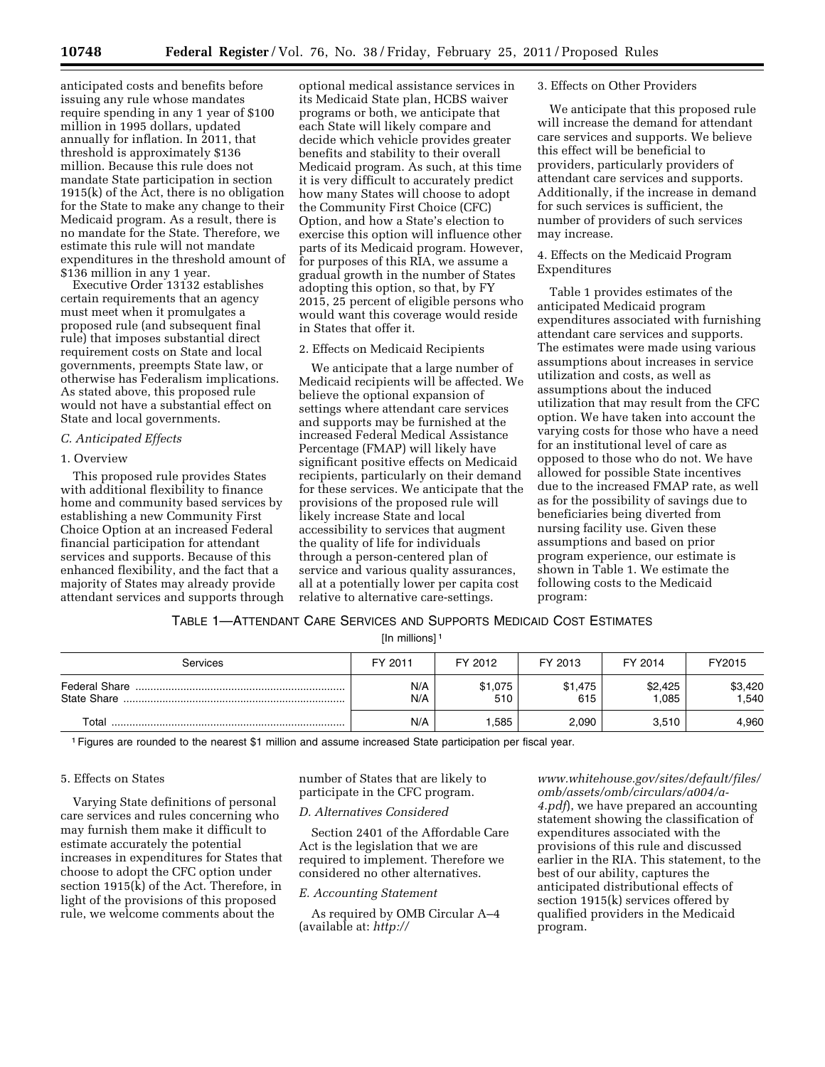anticipated costs and benefits before issuing any rule whose mandates require spending in any 1 year of $100 million in 1995 dollars, updated annually for inflation. In 2011, that threshold is approximately $136 million. Because this rule does not mandate State participation in section 1915(k) of the Act, there is no obligation for the State to make any change to their Medicaid program. As a result, there is no mandate for the State. Therefore, we estimate this rule will not mandate expenditures in the threshold amount of $136 million in any 1 year.

Executive Order 13132 establishes certain requirements that an agency must meet when it promulgates a proposed rule (and subsequent final rule) that imposes substantial direct requirement costs on State and local governments, preempts State law, or otherwise has Federalism implications. As stated above, this proposed rule would not have a substantial effect on State and local governments.

*C. Anticipated Effects*

1. Overview

This proposed rule provides States with additional flexibility to finance home and community based services by establishing a new Community First Choice Option at an increased Federal financial participation for attendant services and supports. Because of this enhanced flexibility, and the fact that a majority of States may already provide attendant services and supports through optional medical assistance services in its Medicaid State plan, HCBS waiver programs or both, we anticipate that each State will likely compare and decide which vehicle provides greater benefits and stability to their overall Medicaid program. As such, at this time it is very difficult to accurately predict how many States will choose to adopt the Community First Choice (CFC) Option, and how a State's election to exercise this option will influence other parts of its Medicaid program. However, for purposes of this RIA, we assume a gradual growth in the number of States adopting this option, so that, by FY 2015, 25 percent of eligible persons who would want this coverage would reside in States that offer it.

2. Effects on Medicaid Recipients

We anticipate that a large number of Medicaid recipients will be affected. We believe the optional expansion of settings where attendant care services and supports may be furnished at the increased Federal Medical Assistance Percentage (FMAP) will likely have significant positive effects on Medicaid recipients, particularly on their demand for these services. We anticipate that the provisions of the proposed rule will likely increase State and local accessibility to services that augment the quality of life for individuals through a person-centered plan of service and various quality assurances, all at a potentially lower per capita cost relative to alternative care-settings.

3. Effects on Other Providers

We anticipate that this proposed rule will increase the demand for attendant care services and supports. We believe this effect will be beneficial to providers, particularly providers of attendant care services and supports. Additionally, if the increase in demand for such services is sufficient, the number of providers of such services may increase.

4. Effects on the Medicaid Program Expenditures

Table 1 provides estimates of the anticipated Medicaid program expenditures associated with furnishing attendant care services and supports. The estimates were made using various assumptions about increases in service utilization and costs, as well as assumptions about the induced utilization that may result from the CFC option. We have taken into account the varying costs for those who have a need for an institutional level of care as opposed to those who do not. We have allowed for possible State incentives due to the increased FMAP rate, as well as for the possibility of savings due to beneficiaries being diverted from nursing facility use. Given these assumptions and based on prior program experience, our estimate is shown in Table 1. We estimate the following costs to the Medicaid program:

TABLE 1—ATTENDANT CARE SERVICES AND SUPPORTS MEDICAID COST ESTIMATES

[In millions] [1]

| Services | FY 2011 | FY 2012 | FY 2013 | FY 2014 | FY2015 |
|---|---|---|---|---|---|
| Federal Share | N/A | $1,075 | $1,475 | $2,425 | $3,420 |
| State Share | N/A | 510 | 615 | 1,085 | 1,540 |
| Total | N/A | 1,585 | 2,090 | 3,510 | 4,960 |

[1] Figures are rounded to the nearest $1 million and assume increased State participation per fiscal year.

5. Effects on States

Varying State definitions of personal care services and rules concerning who may furnish them make it difficult to estimate accurately the potential increases in expenditures for States that choose to adopt the CFC option under section 1915(k) of the Act. Therefore, in light of the provisions of this proposed rule, we welcome comments about the number of States that are likely to participate in the CFC program.

*D. Alternatives Considered*

Section 2401 of the Affordable Care Act is the legislation that we are required to implement. Therefore we considered no other alternatives.

*E. Accounting Statement*

As required by OMB Circular A–4 (available at: *http://www.whitehouse.gov/sites/default/files/omb/assets/omb/circulars/a004/a-4.pdf*), we have prepared an accounting statement showing the classification of expenditures associated with the provisions of this rule and discussed earlier in the RIA. This statement, to the best of our ability, captures the anticipated distributional effects of section 1915(k) services offered by qualified providers in the Medicaid program.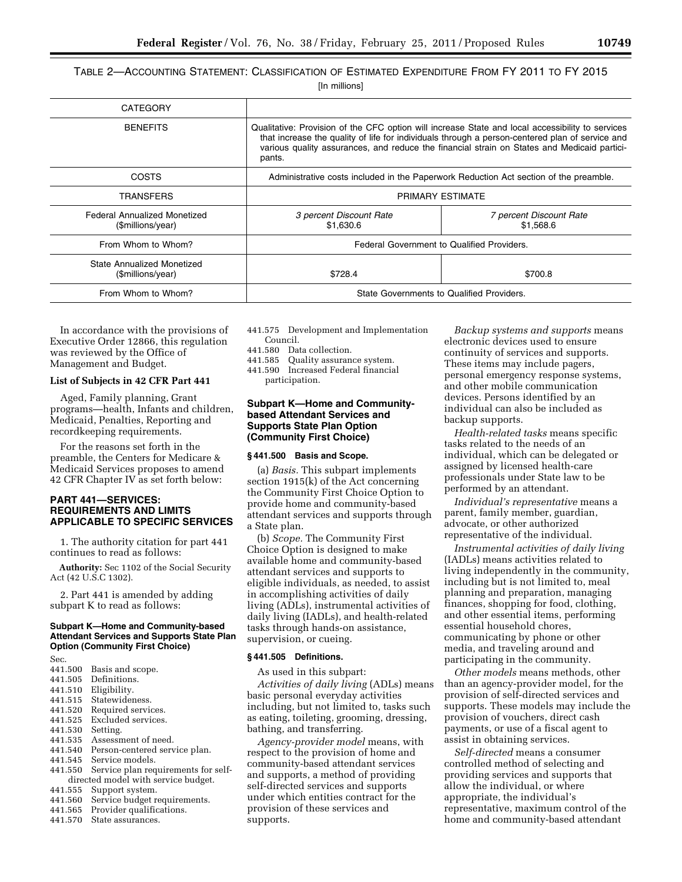TABLE 2—ACCOUNTING STATEMENT: CLASSIFICATION OF ESTIMATED EXPENDITURE FROM FY 2011 TO FY 2015

[In millions]

| CATEGORY | | |
|---|---|---|
| BENEFITS | Qualitative: Provision of the CFC option will increase State and local accessibility to services that increase the quality of life for individuals through a person-centered plan of service and various quality assurances, and reduce the financial strain on States and Medicaid participants. | |
| COSTS | Administrative costs included in the Paperwork Reduction Act section of the preamble. | |
| TRANSFERS | PRIMARY ESTIMATE | |
| Federal Annualized Monetized ($millions/year) | *3 percent Discount Rate* $1,630.6 | *7 percent Discount Rate* $1,568.6 |
| From Whom to Whom? | Federal Government to Qualified Providers. | |
| State Annualized Monetized ($millions/year) | $728.4 | $700.8 |
| From Whom to Whom? | State Governments to Qualified Providers. | |

In accordance with the provisions of Executive Order 12866, this regulation was reviewed by the Office of Management and Budget.

**List of Subjects in 42 CFR Part 441**

Aged, Family planning, Grant programs—health, Infants and children, Medicaid, Penalties, Reporting and recordkeeping requirements.

For the reasons set forth in the preamble, the Centers for Medicare & Medicaid Services proposes to amend 42 CFR Chapter IV as set forth below:

## PART 441—SERVICES: REQUIREMENTS AND LIMITS APPLICABLE TO SPECIFIC SERVICES

1. The authority citation for part 441 continues to read as follows:

**Authority:** Sec 1102 of the Social Security Act (42 U.S.C 1302).

2. Part 441 is amended by adding subpart K to read as follows:

### Subpart K—Home and Community-based Attendant Services and Supports State Plan Option (Community First Choice)

Sec.
441.500 Basis and scope.
441.505 Definitions.
441.510 Eligibility.
441.515 Statewideness.
441.520 Required services.
441.525 Excluded services.
441.530 Setting.
441.535 Assessment of need.
441.540 Person-centered service plan.
441.545 Service models.
441.550 Service plan requirements for self-directed model with service budget.
441.555 Support system.
441.560 Service budget requirements.
441.565 Provider qualifications.
441.570 State assurances.
441.575 Development and Implementation Council.
441.580 Data collection.
441.585 Quality assurance system.
441.590 Increased Federal financial participation.

### Subpart K—Home and Community-based Attendant Services and Supports State Plan Option (Community First Choice)

**§ 441.500 Basis and Scope.**

(a) *Basis.* This subpart implements section 1915(k) of the Act concerning the Community First Choice Option to provide home and community-based attendant services and supports through a State plan.

(b) *Scope.* The Community First Choice Option is designed to make available home and community-based attendant services and supports to eligible individuals, as needed, to assist in accomplishing activities of daily living (ADLs), instrumental activities of daily living (IADLs), and health-related tasks through hands-on assistance, supervision, or cueing.

**§ 441.505 Definitions.**

As used in this subpart:

*Activities of daily living* (ADLs) means basic personal everyday activities including, but not limited to, tasks such as eating, toileting, grooming, dressing, bathing, and transferring.

*Agency-provider model* means, with respect to the provision of home and community-based attendant services and supports, a method of providing self-directed services and supports under which entities contract for the provision of these services and supports.

*Backup systems and supports* means electronic devices used to ensure continuity of services and supports. These items may include pagers, personal emergency response systems, and other mobile communication devices. Persons identified by an individual can also be included as backup supports.

*Health-related tasks* means specific tasks related to the needs of an individual, which can be delegated or assigned by licensed health-care professionals under State law to be performed by an attendant.

*Individual's representative* means a parent, family member, guardian, advocate, or other authorized representative of the individual.

*Instrumental activities of daily living* (IADLs) means activities related to living independently in the community, including but is not limited to, meal planning and preparation, managing finances, shopping for food, clothing, and other essential items, performing essential household chores, communicating by phone or other media, and traveling around and participating in the community.

*Other models* means methods, other than an agency-provider model, for the provision of self-directed services and supports. These models may include the provision of vouchers, direct cash payments, or use of a fiscal agent to assist in obtaining services.

*Self-directed* means a consumer controlled method of selecting and providing services and supports that allow the individual, or where appropriate, the individual's representative, maximum control of the home and community-based attendant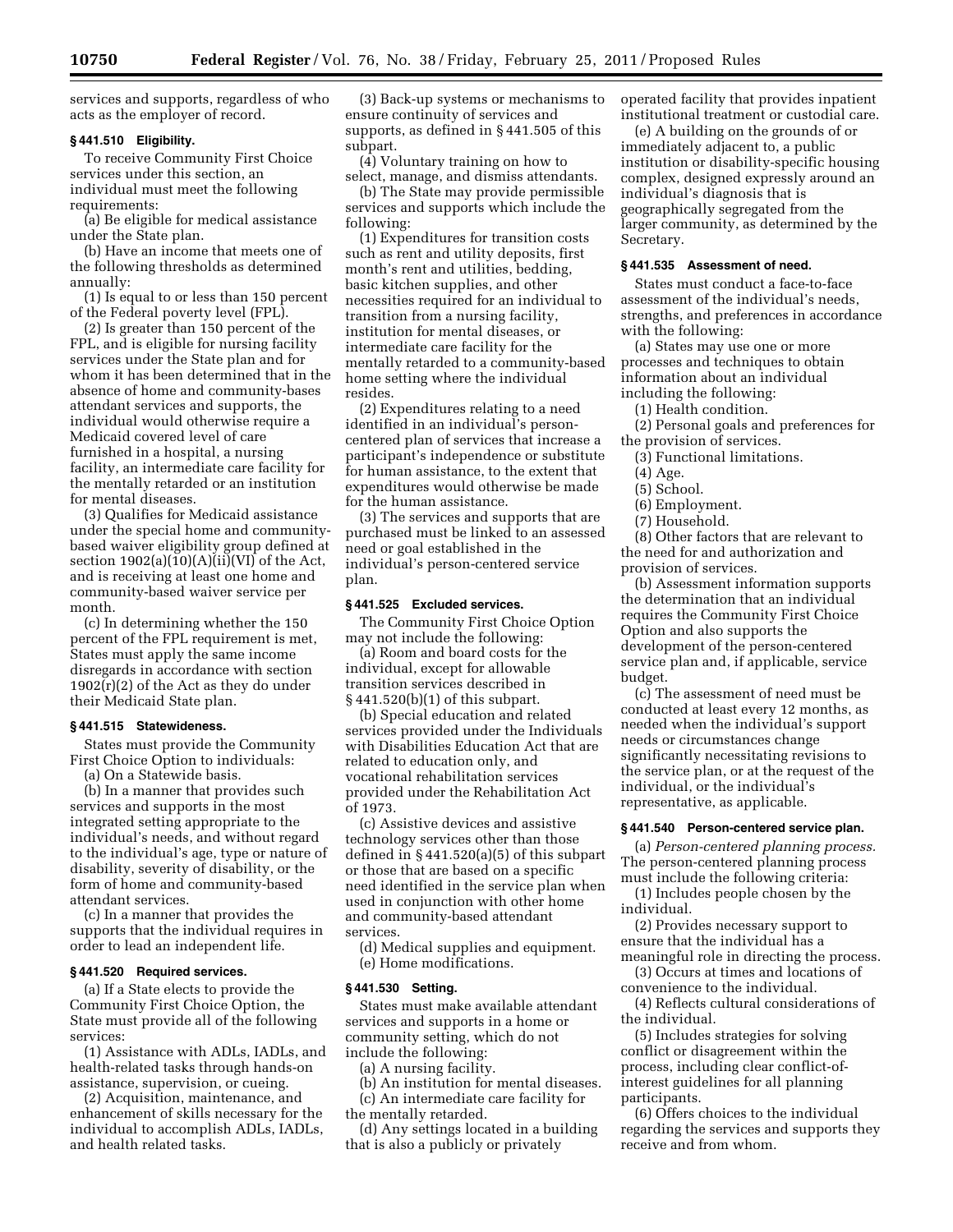services and supports, regardless of who acts as the employer of record.

### § 441.510 Eligibility.

To receive Community First Choice services under this section, an individual must meet the following requirements:

(a) Be eligible for medical assistance under the State plan.

(b) Have an income that meets one of the following thresholds as determined annually:

(1) Is equal to or less than 150 percent of the Federal poverty level (FPL).

(2) Is greater than 150 percent of the FPL, and is eligible for nursing facility services under the State plan and for whom it has been determined that in the absence of home and community-bases attendant services and supports, the individual would otherwise require a Medicaid covered level of care furnished in a hospital, a nursing facility, an intermediate care facility for the mentally retarded or an institution for mental diseases.

(3) Qualifies for Medicaid assistance under the special home and community-based waiver eligibility group defined at section 1902(a)(10)(A)(ii)(VI) of the Act, and is receiving at least one home and community-based waiver service per month.

(c) In determining whether the 150 percent of the FPL requirement is met, States must apply the same income disregards in accordance with section 1902(r)(2) of the Act as they do under their Medicaid State plan.

### § 441.515 Statewideness.

States must provide the Community First Choice Option to individuals:

(a) On a Statewide basis.

(b) In a manner that provides such services and supports in the most integrated setting appropriate to the individual's needs, and without regard to the individual's age, type or nature of disability, severity of disability, or the form of home and community-based attendant services.

(c) In a manner that provides the supports that the individual requires in order to lead an independent life.

### § 441.520 Required services.

(a) If a State elects to provide the Community First Choice Option, the State must provide all of the following services:

(1) Assistance with ADLs, IADLs, and health-related tasks through hands-on assistance, supervision, or cueing.

(2) Acquisition, maintenance, and enhancement of skills necessary for the individual to accomplish ADLs, IADLs, and health related tasks.

(3) Back-up systems or mechanisms to ensure continuity of services and supports, as defined in § 441.505 of this subpart.

(4) Voluntary training on how to select, manage, and dismiss attendants.

(b) The State may provide permissible services and supports which include the following:

(1) Expenditures for transition costs such as rent and utility deposits, first month's rent and utilities, bedding, basic kitchen supplies, and other necessities required for an individual to transition from a nursing facility, institution for mental diseases, or intermediate care facility for the mentally retarded to a community-based home setting where the individual resides.

(2) Expenditures relating to a need identified in an individual's person-centered plan of services that increase a participant's independence or substitute for human assistance, to the extent that expenditures would otherwise be made for the human assistance.

(3) The services and supports that are purchased must be linked to an assessed need or goal established in the individual's person-centered service plan.

### § 441.525 Excluded services.

The Community First Choice Option may not include the following:

(a) Room and board costs for the individual, except for allowable transition services described in § 441.520(b)(1) of this subpart.

(b) Special education and related services provided under the Individuals with Disabilities Education Act that are related to education only, and vocational rehabilitation services provided under the Rehabilitation Act of 1973.

(c) Assistive devices and assistive technology services other than those defined in § 441.520(a)(5) of this subpart or those that are based on a specific need identified in the service plan when used in conjunction with other home and community-based attendant services.

(d) Medical supplies and equipment.

(e) Home modifications.

### § 441.530 Setting.

States must make available attendant services and supports in a home or community setting, which do not include the following:

(a) A nursing facility.

(b) An institution for mental diseases.

(c) An intermediate care facility for the mentally retarded.

(d) Any settings located in a building that is also a publicly or privately operated facility that provides inpatient institutional treatment or custodial care.

(e) A building on the grounds of or immediately adjacent to, a public institution or disability-specific housing complex, designed expressly around an individual's diagnosis that is geographically segregated from the larger community, as determined by the Secretary.

### § 441.535 Assessment of need.

States must conduct a face-to-face assessment of the individual's needs, strengths, and preferences in accordance with the following:

(a) States may use one or more processes and techniques to obtain information about an individual including the following:

(1) Health condition.

(2) Personal goals and preferences for the provision of services.

(3) Functional limitations.

(4) Age.

(5) School.

(6) Employment.

(7) Household.

(8) Other factors that are relevant to the need for and authorization and provision of services.

(b) Assessment information supports the determination that an individual requires the Community First Choice Option and also supports the development of the person-centered service plan and, if applicable, service budget.

(c) The assessment of need must be conducted at least every 12 months, as needed when the individual's support needs or circumstances change significantly necessitating revisions to the service plan, or at the request of the individual, or the individual's representative, as applicable.

### § 441.540 Person-centered service plan.

(a) *Person-centered planning process.* The person-centered planning process must include the following criteria:

(1) Includes people chosen by the individual.

(2) Provides necessary support to ensure that the individual has a meaningful role in directing the process.

(3) Occurs at times and locations of convenience to the individual.

(4) Reflects cultural considerations of the individual.

(5) Includes strategies for solving conflict or disagreement within the process, including clear conflict-of-interest guidelines for all planning participants.

(6) Offers choices to the individual regarding the services and supports they receive and from whom.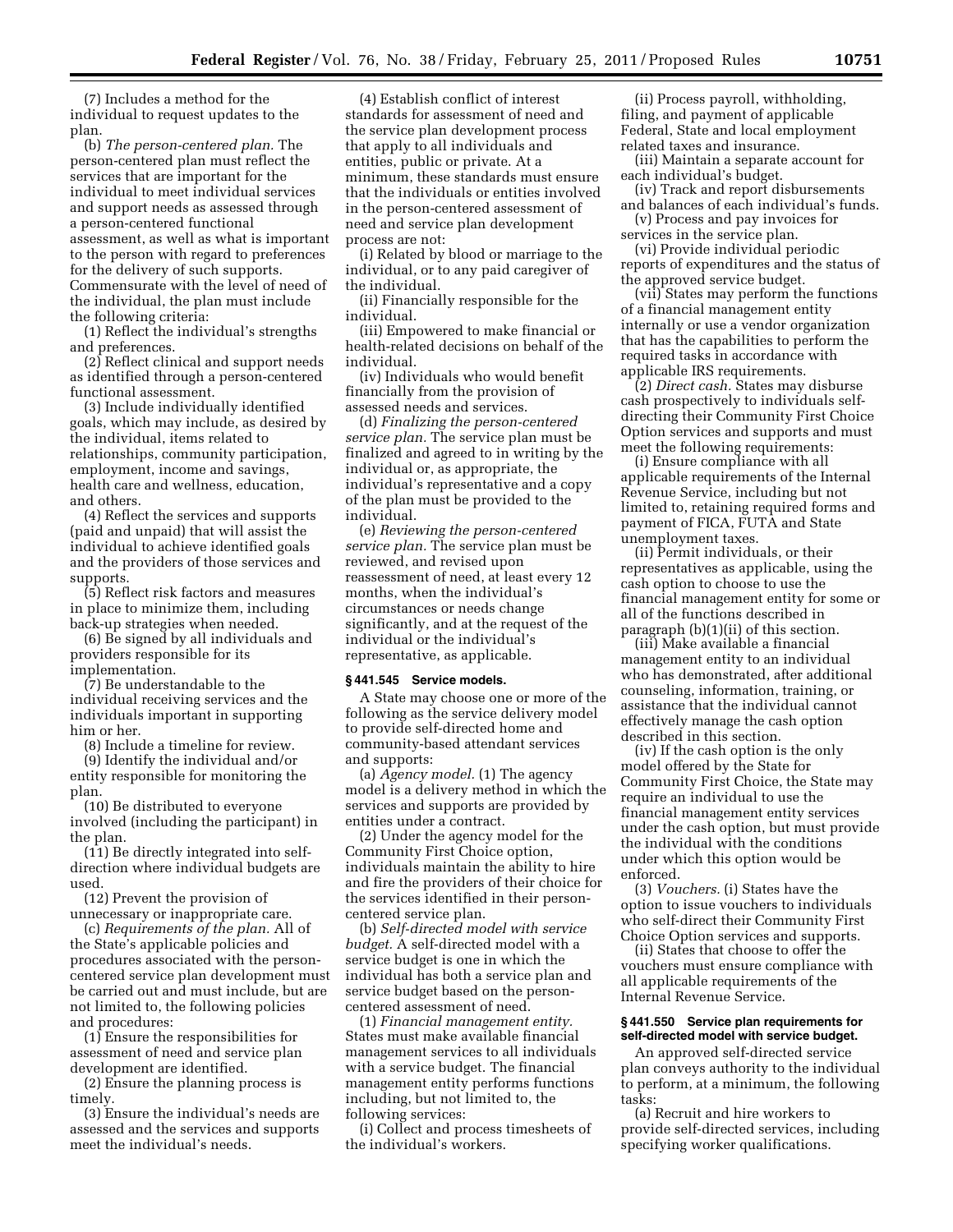(7) Includes a method for the individual to request updates to the plan.

(b) *The person-centered plan.* The person-centered plan must reflect the services that are important for the individual to meet individual services and support needs as assessed through a person-centered functional assessment, as well as what is important to the person with regard to preferences for the delivery of such supports. Commensurate with the level of need of the individual, the plan must include the following criteria:

(1) Reflect the individual's strengths and preferences.

(2) Reflect clinical and support needs as identified through a person-centered functional assessment.

(3) Include individually identified goals, which may include, as desired by the individual, items related to relationships, community participation, employment, income and savings, health care and wellness, education, and others.

(4) Reflect the services and supports (paid and unpaid) that will assist the individual to achieve identified goals and the providers of those services and supports.

(5) Reflect risk factors and measures in place to minimize them, including back-up strategies when needed.

(6) Be signed by all individuals and providers responsible for its implementation.

(7) Be understandable to the individual receiving services and the individuals important in supporting him or her.

(8) Include a timeline for review.

(9) Identify the individual and/or entity responsible for monitoring the plan.

(10) Be distributed to everyone involved (including the participant) in the plan.

(11) Be directly integrated into self-direction where individual budgets are used.

(12) Prevent the provision of unnecessary or inappropriate care.

(c) *Requirements of the plan.* All of the State's applicable policies and procedures associated with the person-centered service plan development must be carried out and must include, but are not limited to, the following policies and procedures:

(1) Ensure the responsibilities for assessment of need and service plan development are identified.

(2) Ensure the planning process is timely.

(3) Ensure the individual's needs are assessed and the services and supports meet the individual's needs.

(4) Establish conflict of interest standards for assessment of need and the service plan development process that apply to all individuals and entities, public or private. At a minimum, these standards must ensure that the individuals or entities involved in the person-centered assessment of need and service plan development process are not:

(i) Related by blood or marriage to the individual, or to any paid caregiver of the individual.

(ii) Financially responsible for the individual.

(iii) Empowered to make financial or health-related decisions on behalf of the individual.

(iv) Individuals who would benefit financially from the provision of assessed needs and services.

(d) *Finalizing the person-centered service plan.* The service plan must be finalized and agreed to in writing by the individual or, as appropriate, the individual's representative and a copy of the plan must be provided to the individual.

(e) *Reviewing the person-centered service plan.* The service plan must be reviewed, and revised upon reassessment of need, at least every 12 months, when the individual's circumstances or needs change significantly, and at the request of the individual or the individual's representative, as applicable.

### § 441.545 Service models.

A State may choose one or more of the following as the service delivery model to provide self-directed home and community-based attendant services and supports:

(a) *Agency model.* (1) The agency model is a delivery method in which the services and supports are provided by entities under a contract.

(2) Under the agency model for the Community First Choice option, individuals maintain the ability to hire and fire the providers of their choice for the services identified in their person-centered service plan.

(b) *Self-directed model with service budget.* A self-directed model with a service budget is one in which the individual has both a service plan and service budget based on the person-centered assessment of need.

(1) *Financial management entity.* States must make available financial management services to all individuals with a service budget. The financial management entity performs functions including, but not limited to, the following services:

(i) Collect and process timesheets of the individual's workers.

(ii) Process payroll, withholding, filing, and payment of applicable Federal, State and local employment related taxes and insurance.

(iii) Maintain a separate account for each individual's budget.

(iv) Track and report disbursements and balances of each individual's funds.

(v) Process and pay invoices for services in the service plan.

(vi) Provide individual periodic reports of expenditures and the status of the approved service budget.

(vii) States may perform the functions of a financial management entity internally or use a vendor organization that has the capabilities to perform the required tasks in accordance with applicable IRS requirements.

(2) *Direct cash.* States may disburse cash prospectively to individuals self-directing their Community First Choice Option services and supports and must meet the following requirements:

(i) Ensure compliance with all applicable requirements of the Internal Revenue Service, including but not limited to, retaining required forms and payment of FICA, FUTA and State unemployment taxes.

(ii) Permit individuals, or their representatives as applicable, using the cash option to choose to use the financial management entity for some or all of the functions described in paragraph (b)(1)(ii) of this section.

(iii) Make available a financial management entity to an individual who has demonstrated, after additional counseling, information, training, or assistance that the individual cannot effectively manage the cash option described in this section.

(iv) If the cash option is the only model offered by the State for Community First Choice, the State may require an individual to use the financial management entity services under the cash option, but must provide the individual with the conditions under which this option would be enforced.

(3) *Vouchers.* (i) States have the option to issue vouchers to individuals who self-direct their Community First Choice Option services and supports.

(ii) States that choose to offer the vouchers must ensure compliance with all applicable requirements of the Internal Revenue Service.

### § 441.550 Service plan requirements for self-directed model with service budget.

An approved self-directed service plan conveys authority to the individual to perform, at a minimum, the following tasks:

(a) Recruit and hire workers to provide self-directed services, including specifying worker qualifications.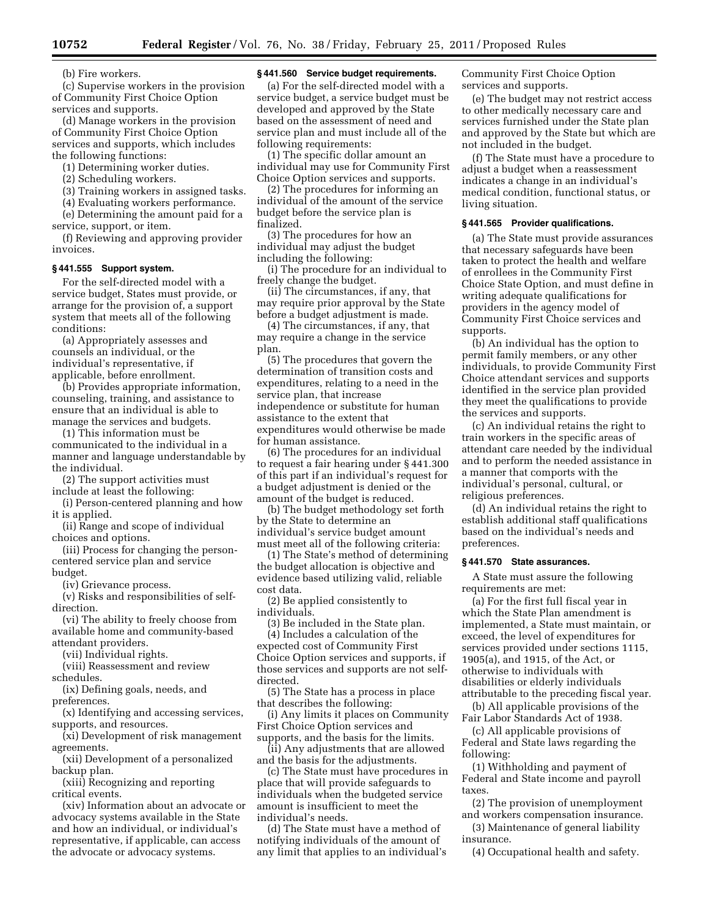(b) Fire workers.

(c) Supervise workers in the provision of Community First Choice Option services and supports.

(d) Manage workers in the provision of Community First Choice Option services and supports, which includes the following functions:

(1) Determining worker duties.

(2) Scheduling workers.

(3) Training workers in assigned tasks.

(4) Evaluating workers performance.

(e) Determining the amount paid for a service, support, or item.

(f) Reviewing and approving provider invoices.

### § 441.555 Support system.

For the self-directed model with a service budget, States must provide, or arrange for the provision of, a support system that meets all of the following conditions:

(a) Appropriately assesses and counsels an individual, or the individual's representative, if applicable, before enrollment.

(b) Provides appropriate information, counseling, training, and assistance to ensure that an individual is able to manage the services and budgets.

(1) This information must be communicated to the individual in a manner and language understandable by the individual.

(2) The support activities must include at least the following:

(i) Person-centered planning and how it is applied.

(ii) Range and scope of individual choices and options.

(iii) Process for changing the person-centered service plan and service budget.

(iv) Grievance process.

(v) Risks and responsibilities of self-direction.

(vi) The ability to freely choose from available home and community-based attendant providers.

(vii) Individual rights.

(viii) Reassessment and review schedules.

(ix) Defining goals, needs, and preferences.

(x) Identifying and accessing services, supports, and resources.

(xi) Development of risk management agreements.

(xii) Development of a personalized backup plan.

(xiii) Recognizing and reporting critical events.

(xiv) Information about an advocate or advocacy systems available in the State and how an individual, or individual's representative, if applicable, can access the advocate or advocacy systems.

### § 441.560 Service budget requirements.

(a) For the self-directed model with a service budget, a service budget must be developed and approved by the State based on the assessment of need and service plan and must include all of the following requirements:

(1) The specific dollar amount an individual may use for Community First Choice Option services and supports.

(2) The procedures for informing an individual of the amount of the service budget before the service plan is finalized.

(3) The procedures for how an individual may adjust the budget including the following:

(i) The procedure for an individual to freely change the budget.

(ii) The circumstances, if any, that may require prior approval by the State before a budget adjustment is made.

(4) The circumstances, if any, that may require a change in the service plan.

(5) The procedures that govern the determination of transition costs and expenditures, relating to a need in the service plan, that increase independence or substitute for human assistance to the extent that expenditures would otherwise be made for human assistance.

(6) The procedures for an individual to request a fair hearing under § 441.300 of this part if an individual's request for a budget adjustment is denied or the amount of the budget is reduced.

(b) The budget methodology set forth by the State to determine an individual's service budget amount must meet all of the following criteria:

(1) The State's method of determining the budget allocation is objective and evidence based utilizing valid, reliable cost data.

(2) Be applied consistently to individuals.

(3) Be included in the State plan.

(4) Includes a calculation of the expected cost of Community First Choice Option services and supports, if those services and supports are not self-directed.

(5) The State has a process in place that describes the following:

(i) Any limits it places on Community First Choice Option services and supports, and the basis for the limits.

(ii) Any adjustments that are allowed and the basis for the adjustments.

(c) The State must have procedures in place that will provide safeguards to individuals when the budgeted service amount is insufficient to meet the individual's needs.

(d) The State must have a method of notifying individuals of the amount of any limit that applies to an individual's Community First Choice Option services and supports.

(e) The budget may not restrict access to other medically necessary care and services furnished under the State plan and approved by the State but which are not included in the budget.

(f) The State must have a procedure to adjust a budget when a reassessment indicates a change in an individual's medical condition, functional status, or living situation.

### § 441.565 Provider qualifications.

(a) The State must provide assurances that necessary safeguards have been taken to protect the health and welfare of enrollees in the Community First Choice State Option, and must define in writing adequate qualifications for providers in the agency model of Community First Choice services and supports.

(b) An individual has the option to permit family members, or any other individuals, to provide Community First Choice attendant services and supports identified in the service plan provided they meet the qualifications to provide the services and supports.

(c) An individual retains the right to train workers in the specific areas of attendant care needed by the individual and to perform the needed assistance in a manner that comports with the individual's personal, cultural, or religious preferences.

(d) An individual retains the right to establish additional staff qualifications based on the individual's needs and preferences.

### § 441.570 State assurances.

A State must assure the following requirements are met:

(a) For the first full fiscal year in which the State Plan amendment is implemented, a State must maintain, or exceed, the level of expenditures for services provided under sections 1115, 1905(a), and 1915, of the Act, or otherwise to individuals with disabilities or elderly individuals attributable to the preceding fiscal year.

(b) All applicable provisions of the Fair Labor Standards Act of 1938.

(c) All applicable provisions of Federal and State laws regarding the following:

(1) Withholding and payment of Federal and State income and payroll taxes.

(2) The provision of unemployment and workers compensation insurance.

(3) Maintenance of general liability insurance.

(4) Occupational health and safety.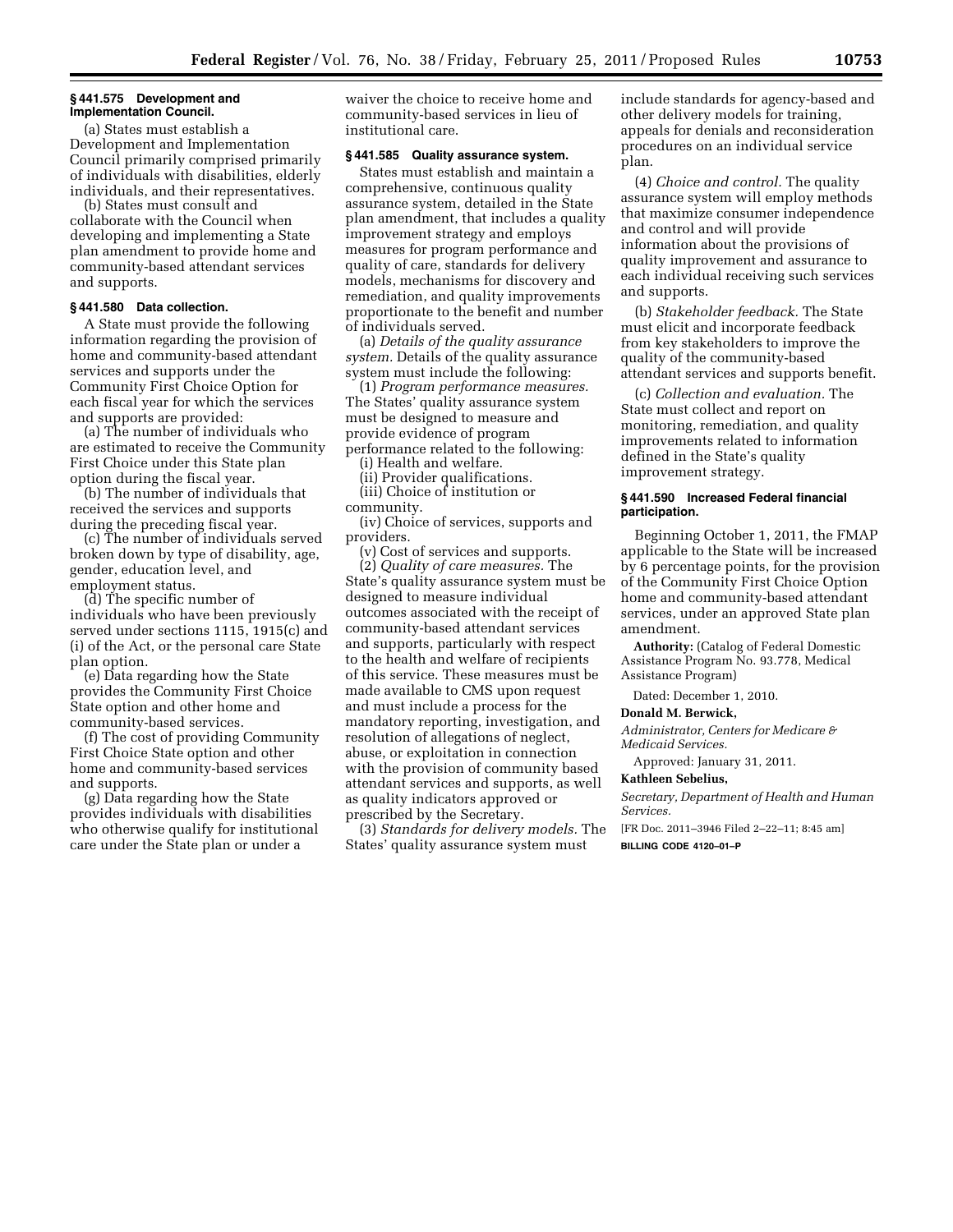### § 441.575 Development and Implementation Council.

(a) States must establish a Development and Implementation Council primarily comprised primarily of individuals with disabilities, elderly individuals, and their representatives.

(b) States must consult and collaborate with the Council when developing and implementing a State plan amendment to provide home and community-based attendant services and supports.

### § 441.580 Data collection.

A State must provide the following information regarding the provision of home and community-based attendant services and supports under the Community First Choice Option for each fiscal year for which the services and supports are provided:

(a) The number of individuals who are estimated to receive the Community First Choice under this State plan option during the fiscal year.

(b) The number of individuals that received the services and supports during the preceding fiscal year.

(c) The number of individuals served broken down by type of disability, age, gender, education level, and employment status.

(d) The specific number of individuals who have been previously served under sections 1115, 1915(c) and (i) of the Act, or the personal care State plan option.

(e) Data regarding how the State provides the Community First Choice State option and other home and community-based services.

(f) The cost of providing Community First Choice State option and other home and community-based services and supports.

(g) Data regarding how the State provides individuals with disabilities who otherwise qualify for institutional care under the State plan or under a waiver the choice to receive home and community-based services in lieu of institutional care.

### § 441.585 Quality assurance system.

States must establish and maintain a comprehensive, continuous quality assurance system, detailed in the State plan amendment, that includes a quality improvement strategy and employs measures for program performance and quality of care, standards for delivery models, mechanisms for discovery and remediation, and quality improvements proportionate to the benefit and number of individuals served.

(a) *Details of the quality assurance system.* Details of the quality assurance system must include the following:

(1) *Program performance measures.* The States' quality assurance system must be designed to measure and provide evidence of program performance related to the following:

(i) Health and welfare.

(ii) Provider qualifications.

(iii) Choice of institution or community.

(iv) Choice of services, supports and providers.

(v) Cost of services and supports.

(2) *Quality of care measures.* The State's quality assurance system must be designed to measure individual outcomes associated with the receipt of community-based attendant services and supports, particularly with respect to the health and welfare of recipients of this service. These measures must be made available to CMS upon request and must include a process for the mandatory reporting, investigation, and resolution of allegations of neglect, abuse, or exploitation in connection with the provision of community based attendant services and supports, as well as quality indicators approved or prescribed by the Secretary.

(3) *Standards for delivery models.* The States' quality assurance system must include standards for agency-based and other delivery models for training, appeals for denials and reconsideration procedures on an individual service plan.

(4) *Choice and control.* The quality assurance system will employ methods that maximize consumer independence and control and will provide information about the provisions of quality improvement and assurance to each individual receiving such services and supports.

(b) *Stakeholder feedback.* The State must elicit and incorporate feedback from key stakeholders to improve the quality of the community-based attendant services and supports benefit.

(c) *Collection and evaluation.* The State must collect and report on monitoring, remediation, and quality improvements related to information defined in the State's quality improvement strategy.

### § 441.590 Increased Federal financial participation.

Beginning October 1, 2011, the FMAP applicable to the State will be increased by 6 percentage points, for the provision of the Community First Choice Option home and community-based attendant services, under an approved State plan amendment.

**Authority:** (Catalog of Federal Domestic Assistance Program No. 93.778, Medical Assistance Program)

Dated: December 1, 2010.

**Donald M. Berwick,**

*Administrator, Centers for Medicare & Medicaid Services.*

Approved: January 31, 2011.

**Kathleen Sebelius,**

*Secretary, Department of Health and Human Services.*

[FR Doc. 2011–3946 Filed 2–22–11; 8:45 am]

**BILLING CODE 4120–01–P**